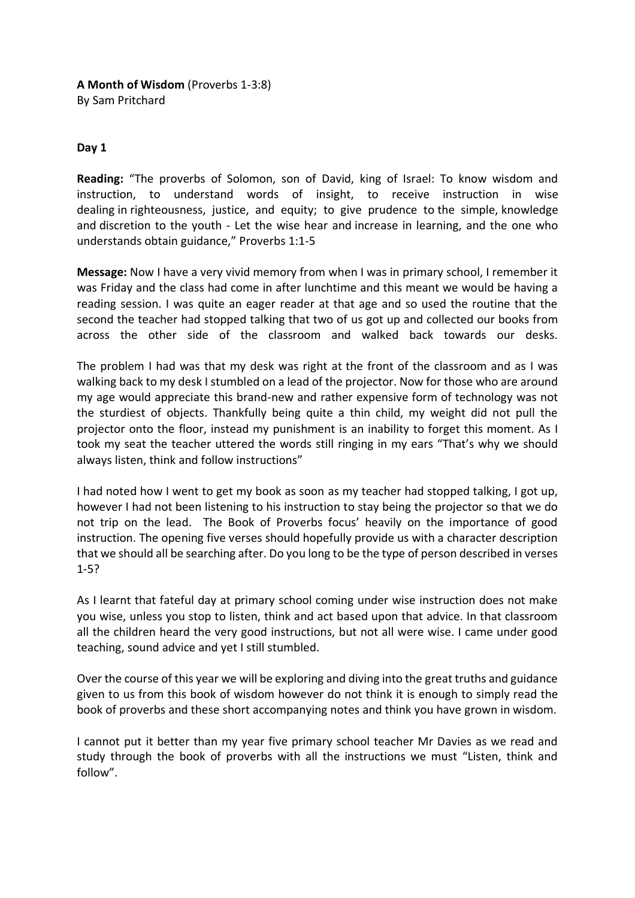**A Month of Wisdom** (Proverbs 1-3:8)
By Sam Pritchard

**Day 1**

**Reading:** "The proverbs of Solomon, son of David, king of Israel: To know wisdom and instruction, to understand words of insight, to receive instruction in wise dealing in righteousness, justice, and equity; to give prudence to the simple, knowledge and discretion to the youth - Let the wise hear and increase in learning, and the one who understands obtain guidance," Proverbs 1:1-5

**Message:** Now I have a very vivid memory from when I was in primary school, I remember it was Friday and the class had come in after lunchtime and this meant we would be having a reading session. I was quite an eager reader at that age and so used the routine that the second the teacher had stopped talking that two of us got up and collected our books from across the other side of the classroom and walked back towards our desks.

The problem I had was that my desk was right at the front of the classroom and as I was walking back to my desk I stumbled on a lead of the projector. Now for those who are around my age would appreciate this brand-new and rather expensive form of technology was not the sturdiest of objects. Thankfully being quite a thin child, my weight did not pull the projector onto the floor, instead my punishment is an inability to forget this moment. As I took my seat the teacher uttered the words still ringing in my ears "That's why we should always listen, think and follow instructions"

I had noted how I went to get my book as soon as my teacher had stopped talking, I got up, however I had not been listening to his instruction to stay being the projector so that we do not trip on the lead. The Book of Proverbs focus' heavily on the importance of good instruction. The opening five verses should hopefully provide us with a character description that we should all be searching after. Do you long to be the type of person described in verses 1-5?

As I learnt that fateful day at primary school coming under wise instruction does not make you wise, unless you stop to listen, think and act based upon that advice. In that classroom all the children heard the very good instructions, but not all were wise. I came under good teaching, sound advice and yet I still stumbled.

Over the course of this year we will be exploring and diving into the great truths and guidance given to us from this book of wisdom however do not think it is enough to simply read the book of proverbs and these short accompanying notes and think you have grown in wisdom.

I cannot put it better than my year five primary school teacher Mr Davies as we read and study through the book of proverbs with all the instructions we must "Listen, think and follow".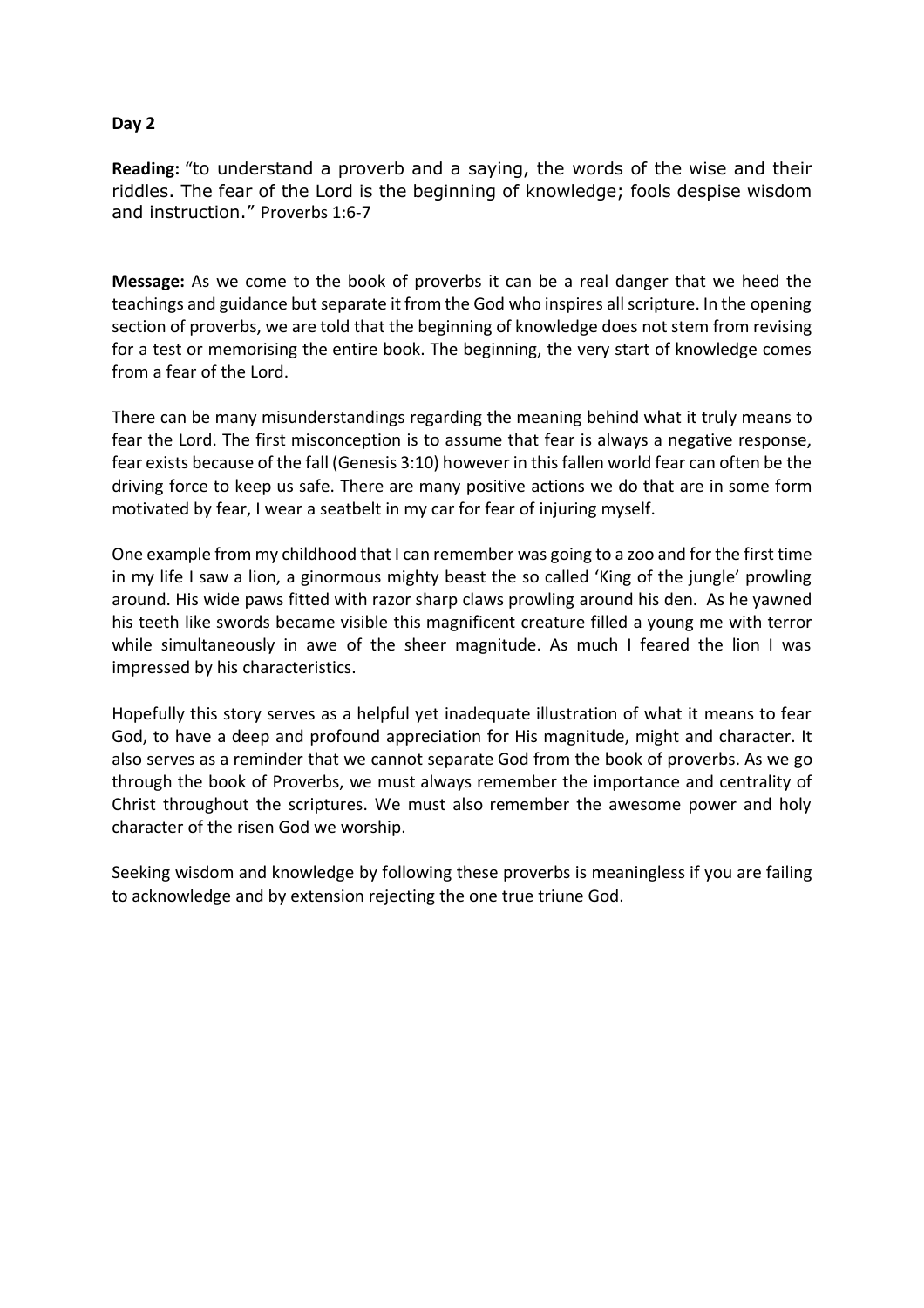**Day 2**

**Reading:** "to understand a proverb and a saying, the words of the wise and their riddles. The fear of the Lord is the beginning of knowledge; fools despise wisdom and instruction." Proverbs 1:6-7

**Message:** As we come to the book of proverbs it can be a real danger that we heed the teachings and guidance but separate it from the God who inspires all scripture. In the opening section of proverbs, we are told that the beginning of knowledge does not stem from revising for a test or memorising the entire book. The beginning, the very start of knowledge comes from a fear of the Lord.

There can be many misunderstandings regarding the meaning behind what it truly means to fear the Lord. The first misconception is to assume that fear is always a negative response, fear exists because of the fall (Genesis 3:10) however in this fallen world fear can often be the driving force to keep us safe. There are many positive actions we do that are in some form motivated by fear, I wear a seatbelt in my car for fear of injuring myself.

One example from my childhood that I can remember was going to a zoo and for the first time in my life I saw a lion, a ginormous mighty beast the so called 'King of the jungle' prowling around. His wide paws fitted with razor sharp claws prowling around his den. As he yawned his teeth like swords became visible this magnificent creature filled a young me with terror while simultaneously in awe of the sheer magnitude. As much I feared the lion I was impressed by his characteristics.

Hopefully this story serves as a helpful yet inadequate illustration of what it means to fear God, to have a deep and profound appreciation for His magnitude, might and character. It also serves as a reminder that we cannot separate God from the book of proverbs. As we go through the book of Proverbs, we must always remember the importance and centrality of Christ throughout the scriptures. We must also remember the awesome power and holy character of the risen God we worship.

Seeking wisdom and knowledge by following these proverbs is meaningless if you are failing to acknowledge and by extension rejecting the one true triune God.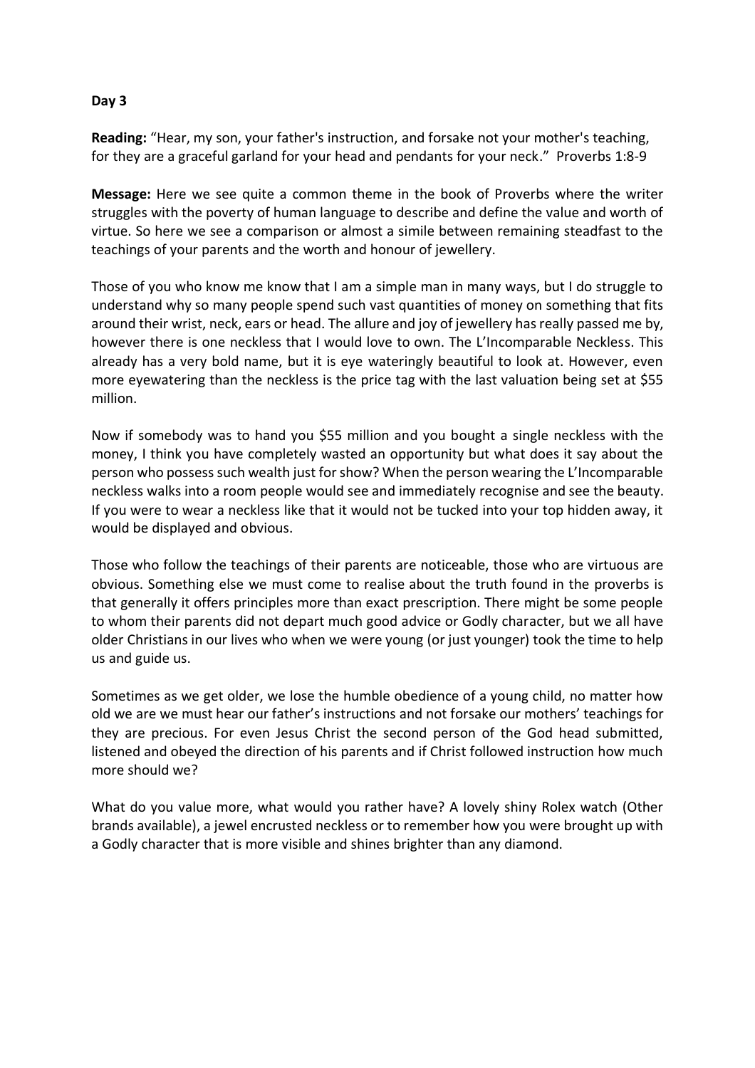**Day 3**

**Reading:** "Hear, my son, your father's instruction, and forsake not your mother's teaching, for they are a graceful garland for your head and pendants for your neck." Proverbs 1:8-9

**Message:** Here we see quite a common theme in the book of Proverbs where the writer struggles with the poverty of human language to describe and define the value and worth of virtue. So here we see a comparison or almost a simile between remaining steadfast to the teachings of your parents and the worth and honour of jewellery.

Those of you who know me know that I am a simple man in many ways, but I do struggle to understand why so many people spend such vast quantities of money on something that fits around their wrist, neck, ears or head. The allure and joy of jewellery has really passed me by, however there is one neckless that I would love to own. The L'Incomparable Neckless. This already has a very bold name, but it is eye wateringly beautiful to look at. However, even more eyewatering than the neckless is the price tag with the last valuation being set at $55 million.

Now if somebody was to hand you $55 million and you bought a single neckless with the money, I think you have completely wasted an opportunity but what does it say about the person who possess such wealth just for show? When the person wearing the L'Incomparable neckless walks into a room people would see and immediately recognise and see the beauty. If you were to wear a neckless like that it would not be tucked into your top hidden away, it would be displayed and obvious.

Those who follow the teachings of their parents are noticeable, those who are virtuous are obvious. Something else we must come to realise about the truth found in the proverbs is that generally it offers principles more than exact prescription. There might be some people to whom their parents did not depart much good advice or Godly character, but we all have older Christians in our lives who when we were young (or just younger) took the time to help us and guide us.

Sometimes as we get older, we lose the humble obedience of a young child, no matter how old we are we must hear our father's instructions and not forsake our mothers' teachings for they are precious. For even Jesus Christ the second person of the God head submitted, listened and obeyed the direction of his parents and if Christ followed instruction how much more should we?

What do you value more, what would you rather have? A lovely shiny Rolex watch (Other brands available), a jewel encrusted neckless or to remember how you were brought up with a Godly character that is more visible and shines brighter than any diamond.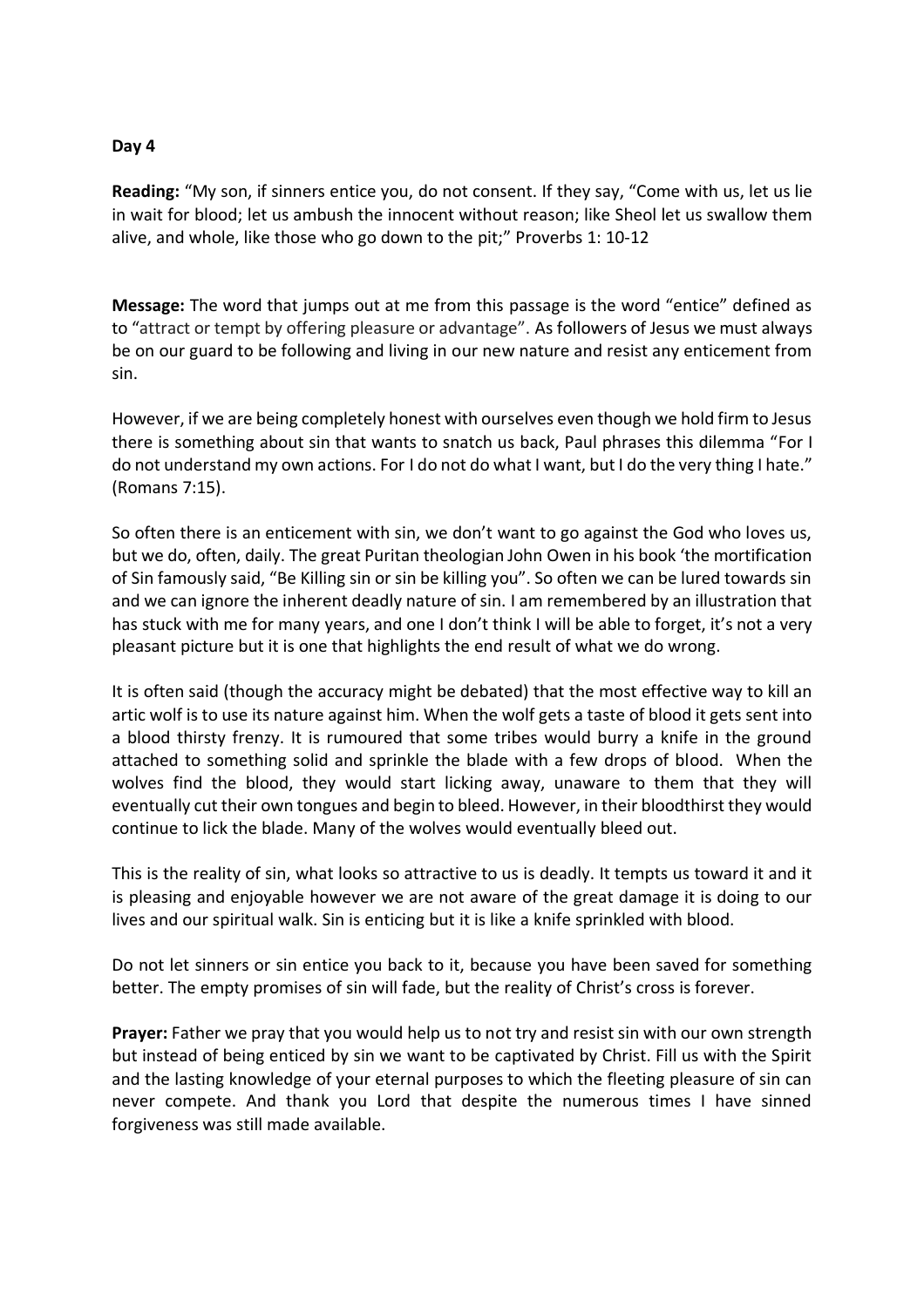**Day 4**

**Reading:** “My son, if sinners entice you, do not consent. If they say, “Come with us, let us lie in wait for blood; let us ambush the innocent without reason; like Sheol let us swallow them alive, and whole, like those who go down to the pit;” Proverbs 1: 10-12

**Message:** The word that jumps out at me from this passage is the word “entice” defined as to “attract or tempt by offering pleasure or advantage”. As followers of Jesus we must always be on our guard to be following and living in our new nature and resist any enticement from sin.

However, if we are being completely honest with ourselves even though we hold firm to Jesus there is something about sin that wants to snatch us back, Paul phrases this dilemma “For I do not understand my own actions. For I do not do what I want, but I do the very thing I hate.” (Romans 7:15).

So often there is an enticement with sin, we don’t want to go against the God who loves us, but we do, often, daily. The great Puritan theologian John Owen in his book ‘the mortification of Sin famously said, “Be Killing sin or sin be killing you”. So often we can be lured towards sin and we can ignore the inherent deadly nature of sin. I am remembered by an illustration that has stuck with me for many years, and one I don’t think I will be able to forget, it’s not a very pleasant picture but it is one that highlights the end result of what we do wrong.

It is often said (though the accuracy might be debated) that the most effective way to kill an artic wolf is to use its nature against him. When the wolf gets a taste of blood it gets sent into a blood thirsty frenzy. It is rumoured that some tribes would burry a knife in the ground attached to something solid and sprinkle the blade with a few drops of blood. When the wolves find the blood, they would start licking away, unaware to them that they will eventually cut their own tongues and begin to bleed. However, in their bloodthirst they would continue to lick the blade. Many of the wolves would eventually bleed out.

This is the reality of sin, what looks so attractive to us is deadly. It tempts us toward it and it is pleasing and enjoyable however we are not aware of the great damage it is doing to our lives and our spiritual walk. Sin is enticing but it is like a knife sprinkled with blood.

Do not let sinners or sin entice you back to it, because you have been saved for something better. The empty promises of sin will fade, but the reality of Christ’s cross is forever.

**Prayer:** Father we pray that you would help us to not try and resist sin with our own strength but instead of being enticed by sin we want to be captivated by Christ. Fill us with the Spirit and the lasting knowledge of your eternal purposes to which the fleeting pleasure of sin can never compete. And thank you Lord that despite the numerous times I have sinned forgiveness was still made available.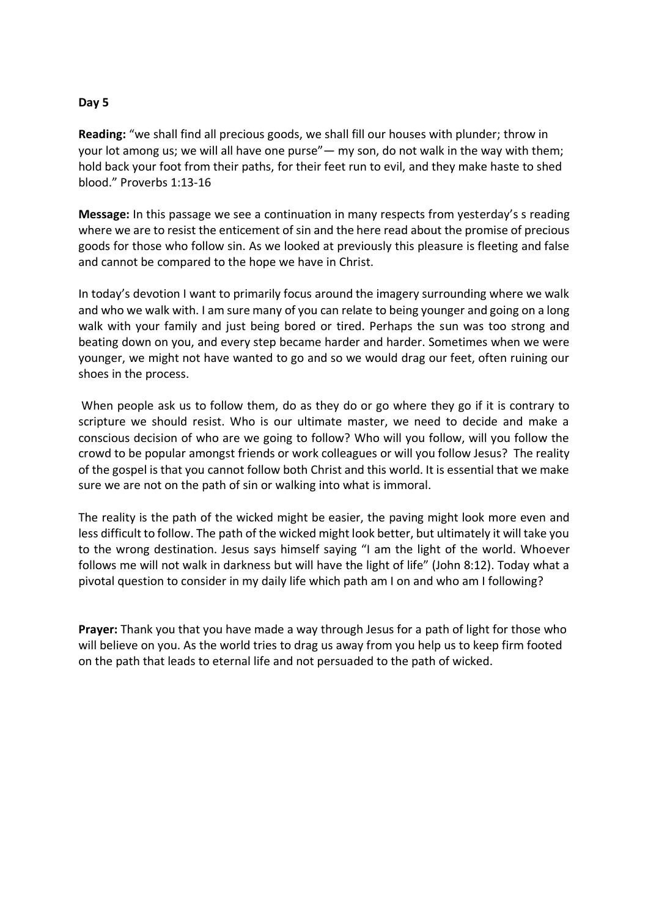**Day 5**

**Reading:** "we shall find all precious goods, we shall fill our houses with plunder; throw in your lot among us; we will all have one purse"— my son, do not walk in the way with them; hold back your foot from their paths, for their feet run to evil, and they make haste to shed blood." Proverbs 1:13-16

**Message:** In this passage we see a continuation in many respects from yesterday's s reading where we are to resist the enticement of sin and the here read about the promise of precious goods for those who follow sin. As we looked at previously this pleasure is fleeting and false and cannot be compared to the hope we have in Christ.

In today's devotion I want to primarily focus around the imagery surrounding where we walk and who we walk with. I am sure many of you can relate to being younger and going on a long walk with your family and just being bored or tired. Perhaps the sun was too strong and beating down on you, and every step became harder and harder. Sometimes when we were younger, we might not have wanted to go and so we would drag our feet, often ruining our shoes in the process.

When people ask us to follow them, do as they do or go where they go if it is contrary to scripture we should resist. Who is our ultimate master, we need to decide and make a conscious decision of who are we going to follow? Who will you follow, will you follow the crowd to be popular amongst friends or work colleagues or will you follow Jesus? The reality of the gospel is that you cannot follow both Christ and this world. It is essential that we make sure we are not on the path of sin or walking into what is immoral.

The reality is the path of the wicked might be easier, the paving might look more even and less difficult to follow. The path of the wicked might look better, but ultimately it will take you to the wrong destination. Jesus says himself saying "I am the light of the world. Whoever follows me will not walk in darkness but will have the light of life" (John 8:12). Today what a pivotal question to consider in my daily life which path am I on and who am I following?

**Prayer:** Thank you that you have made a way through Jesus for a path of light for those who will believe on you. As the world tries to drag us away from you help us to keep firm footed on the path that leads to eternal life and not persuaded to the path of wicked.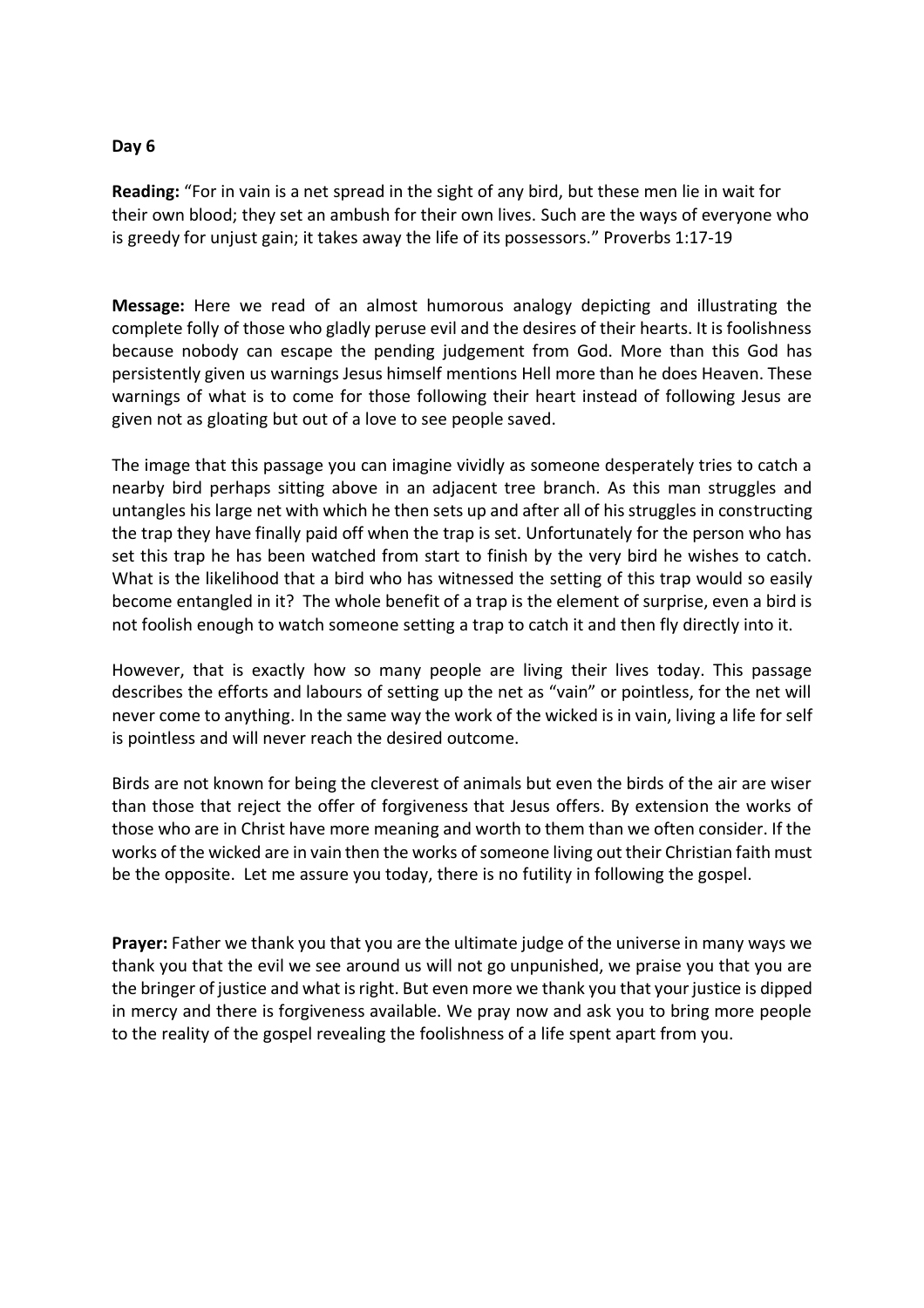**Day 6**

**Reading:** "For in vain is a net spread in the sight of any bird, but these men lie in wait for their own blood; they set an ambush for their own lives. Such are the ways of everyone who is greedy for unjust gain; it takes away the life of its possessors." Proverbs 1:17-19

**Message:** Here we read of an almost humorous analogy depicting and illustrating the complete folly of those who gladly peruse evil and the desires of their hearts. It is foolishness because nobody can escape the pending judgement from God. More than this God has persistently given us warnings Jesus himself mentions Hell more than he does Heaven. These warnings of what is to come for those following their heart instead of following Jesus are given not as gloating but out of a love to see people saved.

The image that this passage you can imagine vividly as someone desperately tries to catch a nearby bird perhaps sitting above in an adjacent tree branch. As this man struggles and untangles his large net with which he then sets up and after all of his struggles in constructing the trap they have finally paid off when the trap is set. Unfortunately for the person who has set this trap he has been watched from start to finish by the very bird he wishes to catch. What is the likelihood that a bird who has witnessed the setting of this trap would so easily become entangled in it? The whole benefit of a trap is the element of surprise, even a bird is not foolish enough to watch someone setting a trap to catch it and then fly directly into it.

However, that is exactly how so many people are living their lives today. This passage describes the efforts and labours of setting up the net as "vain" or pointless, for the net will never come to anything. In the same way the work of the wicked is in vain, living a life for self is pointless and will never reach the desired outcome.

Birds are not known for being the cleverest of animals but even the birds of the air are wiser than those that reject the offer of forgiveness that Jesus offers. By extension the works of those who are in Christ have more meaning and worth to them than we often consider. If the works of the wicked are in vain then the works of someone living out their Christian faith must be the opposite. Let me assure you today, there is no futility in following the gospel.

**Prayer:** Father we thank you that you are the ultimate judge of the universe in many ways we thank you that the evil we see around us will not go unpunished, we praise you that you are the bringer of justice and what is right. But even more we thank you that your justice is dipped in mercy and there is forgiveness available. We pray now and ask you to bring more people to the reality of the gospel revealing the foolishness of a life spent apart from you.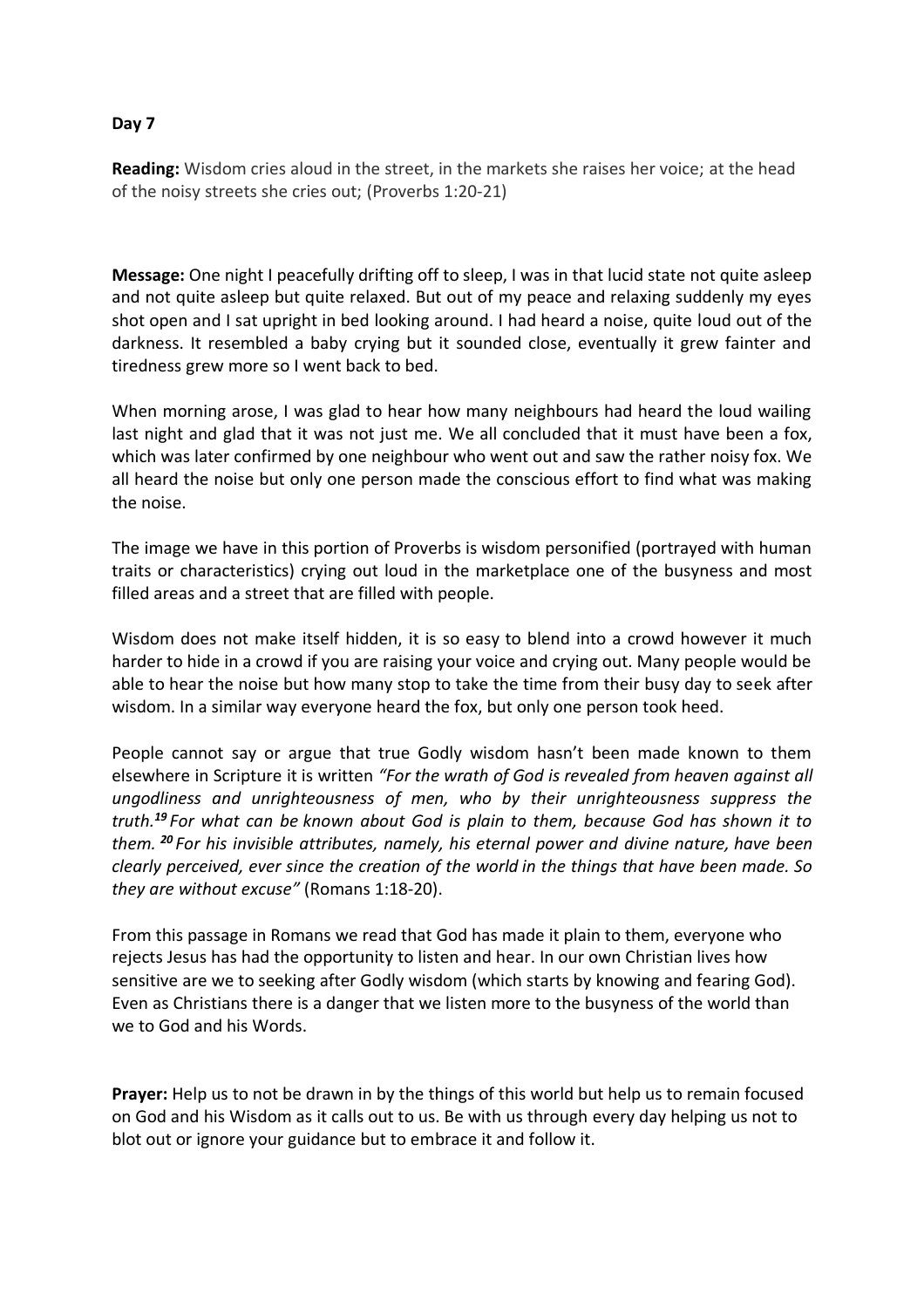**Day 7**

**Reading:** Wisdom cries aloud in the street, in the markets she raises her voice; at the head of the noisy streets she cries out; (Proverbs 1:20-21)

**Message:** One night I peacefully drifting off to sleep, I was in that lucid state not quite asleep and not quite asleep but quite relaxed. But out of my peace and relaxing suddenly my eyes shot open and I sat upright in bed looking around. I had heard a noise, quite loud out of the darkness. It resembled a baby crying but it sounded close, eventually it grew fainter and tiredness grew more so I went back to bed.

When morning arose, I was glad to hear how many neighbours had heard the loud wailing last night and glad that it was not just me. We all concluded that it must have been a fox, which was later confirmed by one neighbour who went out and saw the rather noisy fox. We all heard the noise but only one person made the conscious effort to find what was making the noise.

The image we have in this portion of Proverbs is wisdom personified (portrayed with human traits or characteristics) crying out loud in the marketplace one of the busyness and most filled areas and a street that are filled with people.

Wisdom does not make itself hidden, it is so easy to blend into a crowd however it much harder to hide in a crowd if you are raising your voice and crying out. Many people would be able to hear the noise but how many stop to take the time from their busy day to seek after wisdom. In a similar way everyone heard the fox, but only one person took heed.

People cannot say or argue that true Godly wisdom hasn't been made known to them elsewhere in Scripture it is written *"For the wrath of God is revealed from heaven against all ungodliness and unrighteousness of men, who by their unrighteousness suppress the truth.* ***19*** *For what can be known about God is plain to them, because God has shown it to them.* ***20*** *For his invisible attributes, namely, his eternal power and divine nature, have been clearly perceived, ever since the creation of the world in the things that have been made. So they are without excuse"* (Romans 1:18-20).

From this passage in Romans we read that God has made it plain to them, everyone who rejects Jesus has had the opportunity to listen and hear. In our own Christian lives how sensitive are we to seeking after Godly wisdom (which starts by knowing and fearing God). Even as Christians there is a danger that we listen more to the busyness of the world than we to God and his Words.

**Prayer:** Help us to not be drawn in by the things of this world but help us to remain focused on God and his Wisdom as it calls out to us. Be with us through every day helping us not to blot out or ignore your guidance but to embrace it and follow it.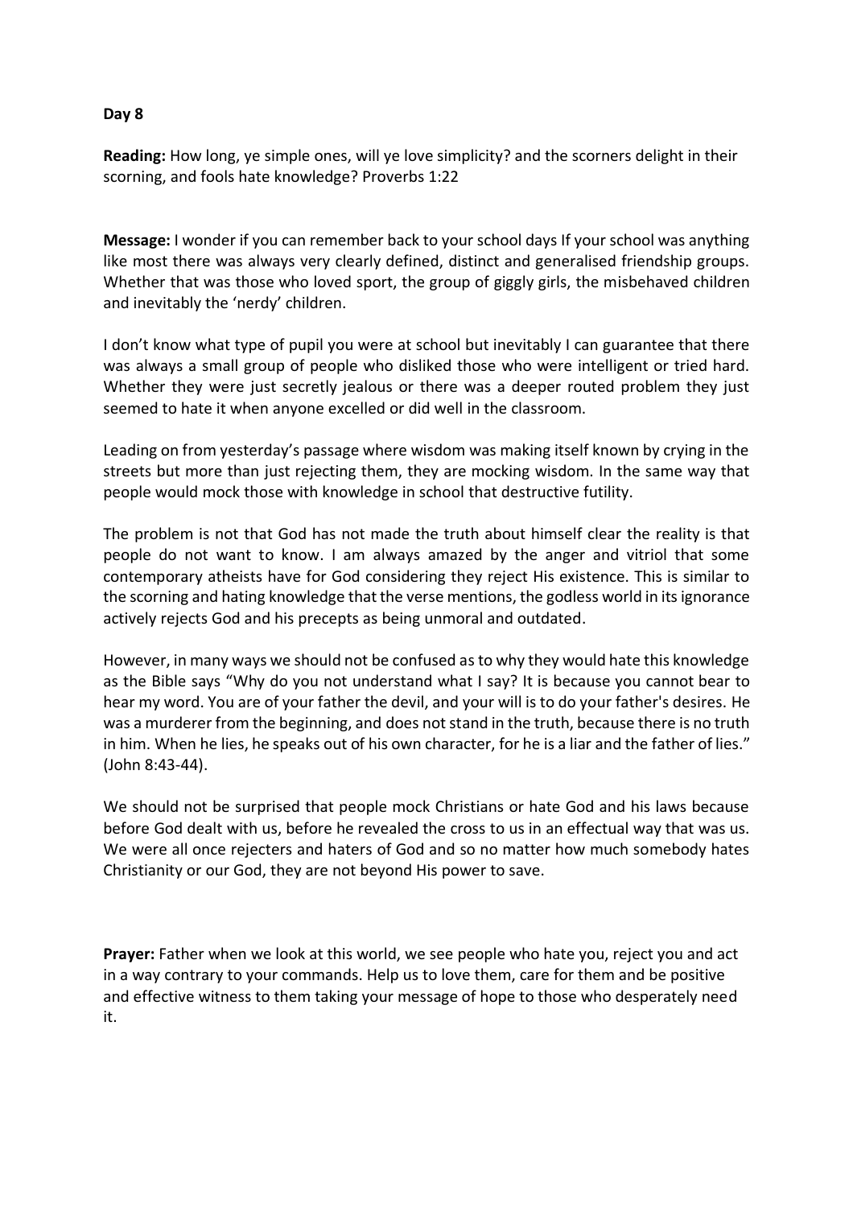**Day 8**

**Reading:** How long, ye simple ones, will ye love simplicity? and the scorners delight in their scorning, and fools hate knowledge? Proverbs 1:22

**Message:** I wonder if you can remember back to your school days If your school was anything like most there was always very clearly defined, distinct and generalised friendship groups. Whether that was those who loved sport, the group of giggly girls, the misbehaved children and inevitably the 'nerdy' children.

I don't know what type of pupil you were at school but inevitably I can guarantee that there was always a small group of people who disliked those who were intelligent or tried hard. Whether they were just secretly jealous or there was a deeper routed problem they just seemed to hate it when anyone excelled or did well in the classroom.

Leading on from yesterday's passage where wisdom was making itself known by crying in the streets but more than just rejecting them, they are mocking wisdom. In the same way that people would mock those with knowledge in school that destructive futility.

The problem is not that God has not made the truth about himself clear the reality is that people do not want to know. I am always amazed by the anger and vitriol that some contemporary atheists have for God considering they reject His existence. This is similar to the scorning and hating knowledge that the verse mentions, the godless world in its ignorance actively rejects God and his precepts as being unmoral and outdated.

However, in many ways we should not be confused as to why they would hate this knowledge as the Bible says "Why do you not understand what I say? It is because you cannot bear to hear my word. You are of your father the devil, and your will is to do your father's desires. He was a murderer from the beginning, and does not stand in the truth, because there is no truth in him. When he lies, he speaks out of his own character, for he is a liar and the father of lies." (John 8:43-44).

We should not be surprised that people mock Christians or hate God and his laws because before God dealt with us, before he revealed the cross to us in an effectual way that was us. We were all once rejecters and haters of God and so no matter how much somebody hates Christianity or our God, they are not beyond His power to save.

**Prayer:** Father when we look at this world, we see people who hate you, reject you and act in a way contrary to your commands. Help us to love them, care for them and be positive and effective witness to them taking your message of hope to those who desperately need it.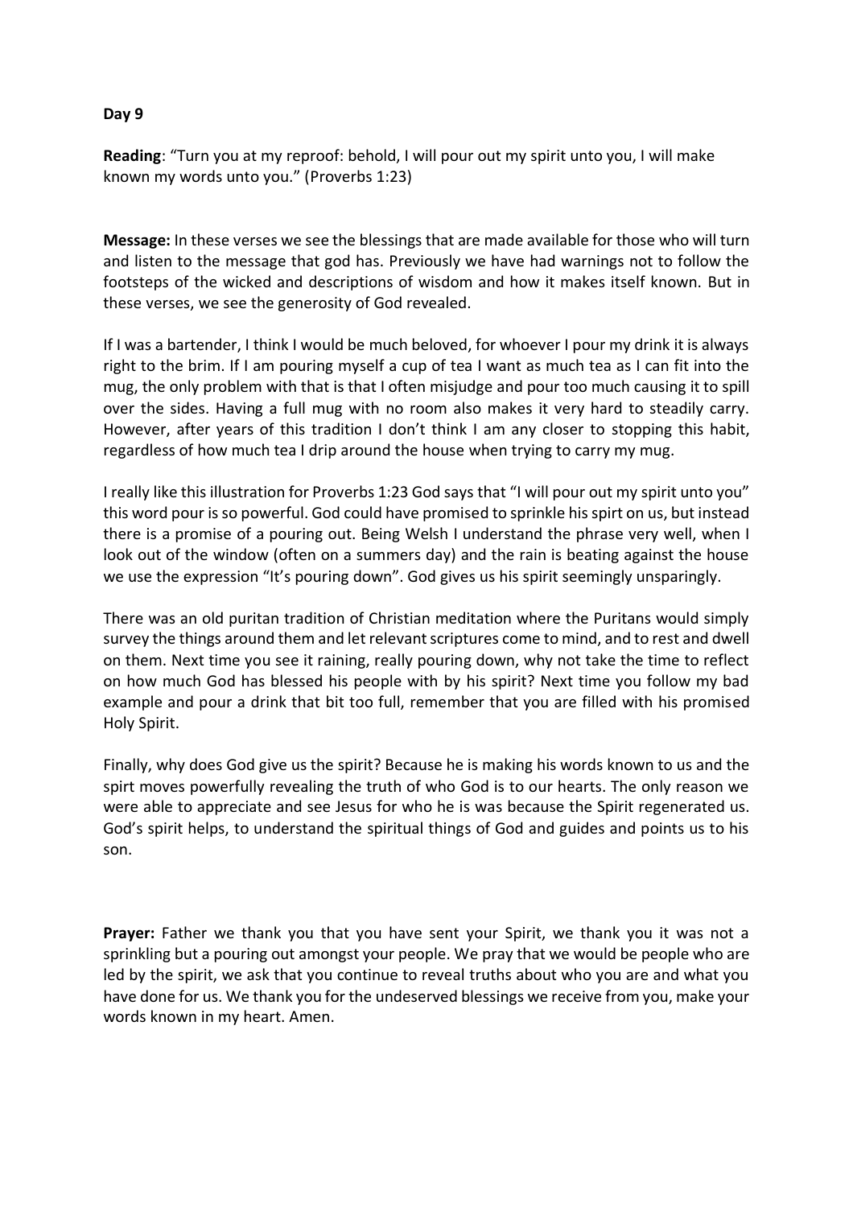**Day 9**

**Reading**: "Turn you at my reproof: behold, I will pour out my spirit unto you, I will make known my words unto you." (Proverbs 1:23)

**Message:** In these verses we see the blessings that are made available for those who will turn and listen to the message that god has. Previously we have had warnings not to follow the footsteps of the wicked and descriptions of wisdom and how it makes itself known. But in these verses, we see the generosity of God revealed.

If I was a bartender, I think I would be much beloved, for whoever I pour my drink it is always right to the brim. If I am pouring myself a cup of tea I want as much tea as I can fit into the mug, the only problem with that is that I often misjudge and pour too much causing it to spill over the sides. Having a full mug with no room also makes it very hard to steadily carry. However, after years of this tradition I don't think I am any closer to stopping this habit, regardless of how much tea I drip around the house when trying to carry my mug.

I really like this illustration for Proverbs 1:23 God says that "I will pour out my spirit unto you" this word pour is so powerful. God could have promised to sprinkle his spirt on us, but instead there is a promise of a pouring out. Being Welsh I understand the phrase very well, when I look out of the window (often on a summers day) and the rain is beating against the house we use the expression "It's pouring down". God gives us his spirit seemingly unsparingly.

There was an old puritan tradition of Christian meditation where the Puritans would simply survey the things around them and let relevant scriptures come to mind, and to rest and dwell on them. Next time you see it raining, really pouring down, why not take the time to reflect on how much God has blessed his people with by his spirit? Next time you follow my bad example and pour a drink that bit too full, remember that you are filled with his promised Holy Spirit.

Finally, why does God give us the spirit? Because he is making his words known to us and the spirt moves powerfully revealing the truth of who God is to our hearts. The only reason we were able to appreciate and see Jesus for who he is was because the Spirit regenerated us. God's spirit helps, to understand the spiritual things of God and guides and points us to his son.

**Prayer:** Father we thank you that you have sent your Spirit, we thank you it was not a sprinkling but a pouring out amongst your people. We pray that we would be people who are led by the spirit, we ask that you continue to reveal truths about who you are and what you have done for us. We thank you for the undeserved blessings we receive from you, make your words known in my heart. Amen.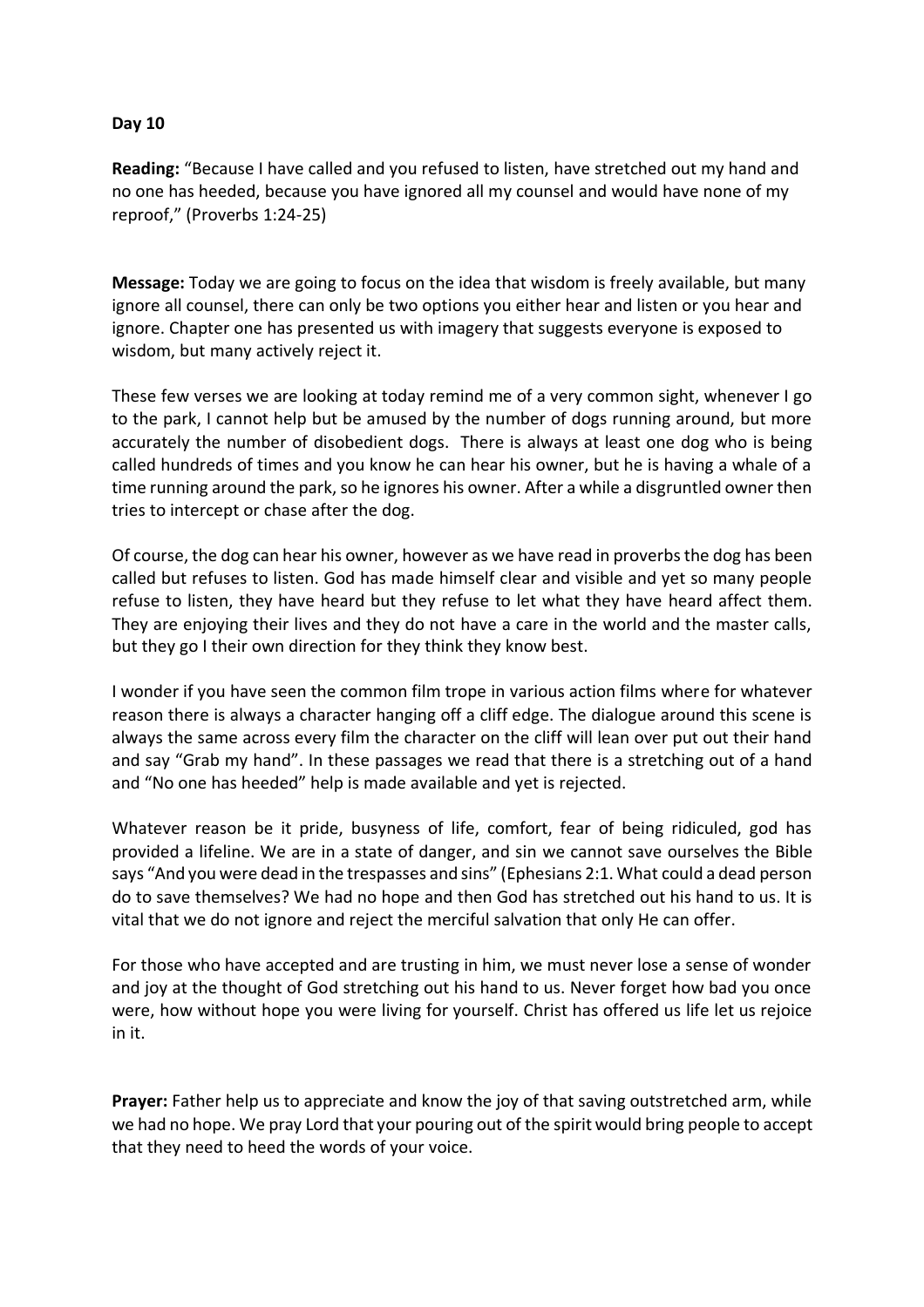**Day 10**

**Reading:** "Because I have called and you refused to listen, have stretched out my hand and no one has heeded, because you have ignored all my counsel and would have none of my reproof," (Proverbs 1:24-25)

**Message:** Today we are going to focus on the idea that wisdom is freely available, but many ignore all counsel, there can only be two options you either hear and listen or you hear and ignore. Chapter one has presented us with imagery that suggests everyone is exposed to wisdom, but many actively reject it.

These few verses we are looking at today remind me of a very common sight, whenever I go to the park, I cannot help but be amused by the number of dogs running around, but more accurately the number of disobedient dogs. There is always at least one dog who is being called hundreds of times and you know he can hear his owner, but he is having a whale of a time running around the park, so he ignores his owner. After a while a disgruntled owner then tries to intercept or chase after the dog.

Of course, the dog can hear his owner, however as we have read in proverbs the dog has been called but refuses to listen. God has made himself clear and visible and yet so many people refuse to listen, they have heard but they refuse to let what they have heard affect them. They are enjoying their lives and they do not have a care in the world and the master calls, but they go I their own direction for they think they know best.

I wonder if you have seen the common film trope in various action films where for whatever reason there is always a character hanging off a cliff edge. The dialogue around this scene is always the same across every film the character on the cliff will lean over put out their hand and say "Grab my hand". In these passages we read that there is a stretching out of a hand and "No one has heeded" help is made available and yet is rejected.

Whatever reason be it pride, busyness of life, comfort, fear of being ridiculed, god has provided a lifeline. We are in a state of danger, and sin we cannot save ourselves the Bible says "And you were dead in the trespasses and sins" (Ephesians 2:1. What could a dead person do to save themselves? We had no hope and then God has stretched out his hand to us. It is vital that we do not ignore and reject the merciful salvation that only He can offer.

For those who have accepted and are trusting in him, we must never lose a sense of wonder and joy at the thought of God stretching out his hand to us. Never forget how bad you once were, how without hope you were living for yourself. Christ has offered us life let us rejoice in it.

**Prayer:** Father help us to appreciate and know the joy of that saving outstretched arm, while we had no hope. We pray Lord that your pouring out of the spirit would bring people to accept that they need to heed the words of your voice.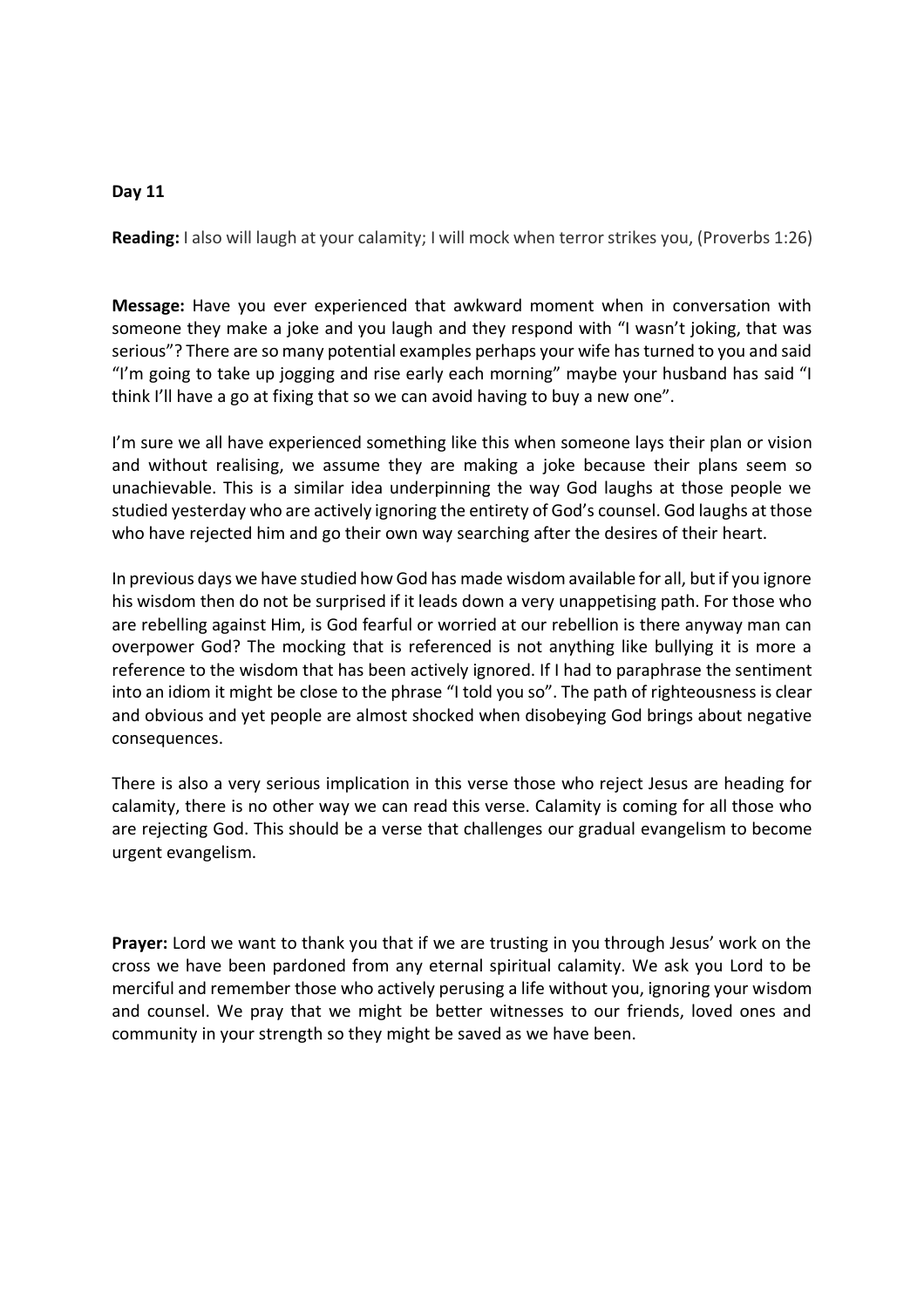**Day 11**

**Reading:** I also will laugh at your calamity; I will mock when terror strikes you, (Proverbs 1:26)

**Message:** Have you ever experienced that awkward moment when in conversation with someone they make a joke and you laugh and they respond with "I wasn't joking, that was serious"? There are so many potential examples perhaps your wife has turned to you and said "I'm going to take up jogging and rise early each morning" maybe your husband has said "I think I'll have a go at fixing that so we can avoid having to buy a new one".

I'm sure we all have experienced something like this when someone lays their plan or vision and without realising, we assume they are making a joke because their plans seem so unachievable. This is a similar idea underpinning the way God laughs at those people we studied yesterday who are actively ignoring the entirety of God's counsel. God laughs at those who have rejected him and go their own way searching after the desires of their heart.

In previous days we have studied how God has made wisdom available for all, but if you ignore his wisdom then do not be surprised if it leads down a very unappetising path. For those who are rebelling against Him, is God fearful or worried at our rebellion is there anyway man can overpower God? The mocking that is referenced is not anything like bullying it is more a reference to the wisdom that has been actively ignored. If I had to paraphrase the sentiment into an idiom it might be close to the phrase "I told you so". The path of righteousness is clear and obvious and yet people are almost shocked when disobeying God brings about negative consequences.

There is also a very serious implication in this verse those who reject Jesus are heading for calamity, there is no other way we can read this verse. Calamity is coming for all those who are rejecting God. This should be a verse that challenges our gradual evangelism to become urgent evangelism.

**Prayer:** Lord we want to thank you that if we are trusting in you through Jesus' work on the cross we have been pardoned from any eternal spiritual calamity. We ask you Lord to be merciful and remember those who actively perusing a life without you, ignoring your wisdom and counsel. We pray that we might be better witnesses to our friends, loved ones and community in your strength so they might be saved as we have been.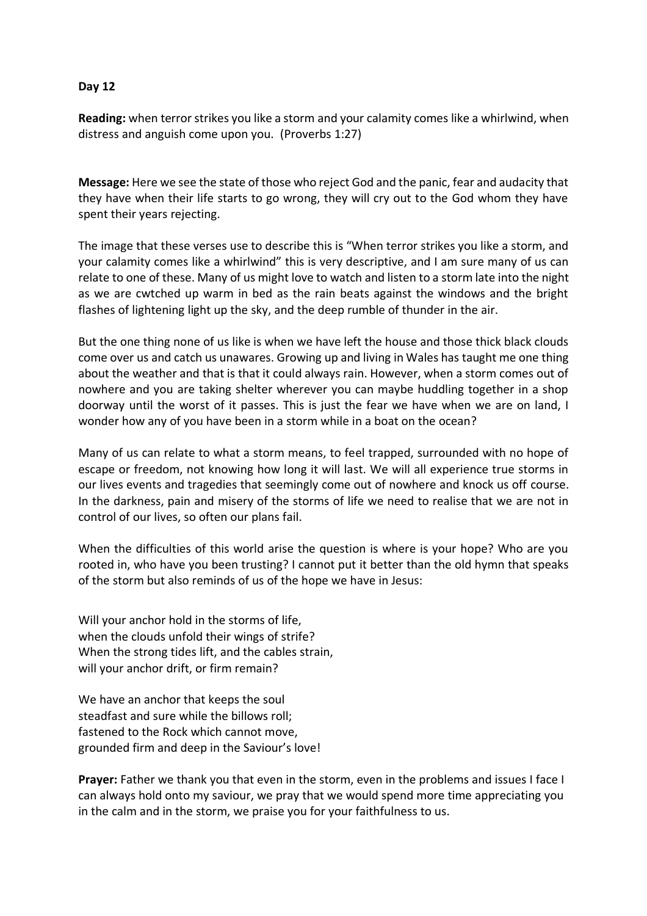**Day 12**

**Reading:** when terror strikes you like a storm and your calamity comes like a whirlwind, when distress and anguish come upon you. (Proverbs 1:27)

**Message:** Here we see the state of those who reject God and the panic, fear and audacity that they have when their life starts to go wrong, they will cry out to the God whom they have spent their years rejecting.

The image that these verses use to describe this is "When terror strikes you like a storm, and your calamity comes like a whirlwind" this is very descriptive, and I am sure many of us can relate to one of these. Many of us might love to watch and listen to a storm late into the night as we are cwtched up warm in bed as the rain beats against the windows and the bright flashes of lightening light up the sky, and the deep rumble of thunder in the air.

But the one thing none of us like is when we have left the house and those thick black clouds come over us and catch us unawares. Growing up and living in Wales has taught me one thing about the weather and that is that it could always rain. However, when a storm comes out of nowhere and you are taking shelter wherever you can maybe huddling together in a shop doorway until the worst of it passes. This is just the fear we have when we are on land, I wonder how any of you have been in a storm while in a boat on the ocean?

Many of us can relate to what a storm means, to feel trapped, surrounded with no hope of escape or freedom, not knowing how long it will last. We will all experience true storms in our lives events and tragedies that seemingly come out of nowhere and knock us off course. In the darkness, pain and misery of the storms of life we need to realise that we are not in control of our lives, so often our plans fail.

When the difficulties of this world arise the question is where is your hope? Who are you rooted in, who have you been trusting? I cannot put it better than the old hymn that speaks of the storm but also reminds of us of the hope we have in Jesus:

Will your anchor hold in the storms of life,
when the clouds unfold their wings of strife?
When the strong tides lift, and the cables strain,
will your anchor drift, or firm remain?

We have an anchor that keeps the soul
steadfast and sure while the billows roll;
fastened to the Rock which cannot move,
grounded firm and deep in the Saviour's love!

**Prayer:** Father we thank you that even in the storm, even in the problems and issues I face I can always hold onto my saviour, we pray that we would spend more time appreciating you in the calm and in the storm, we praise you for your faithfulness to us.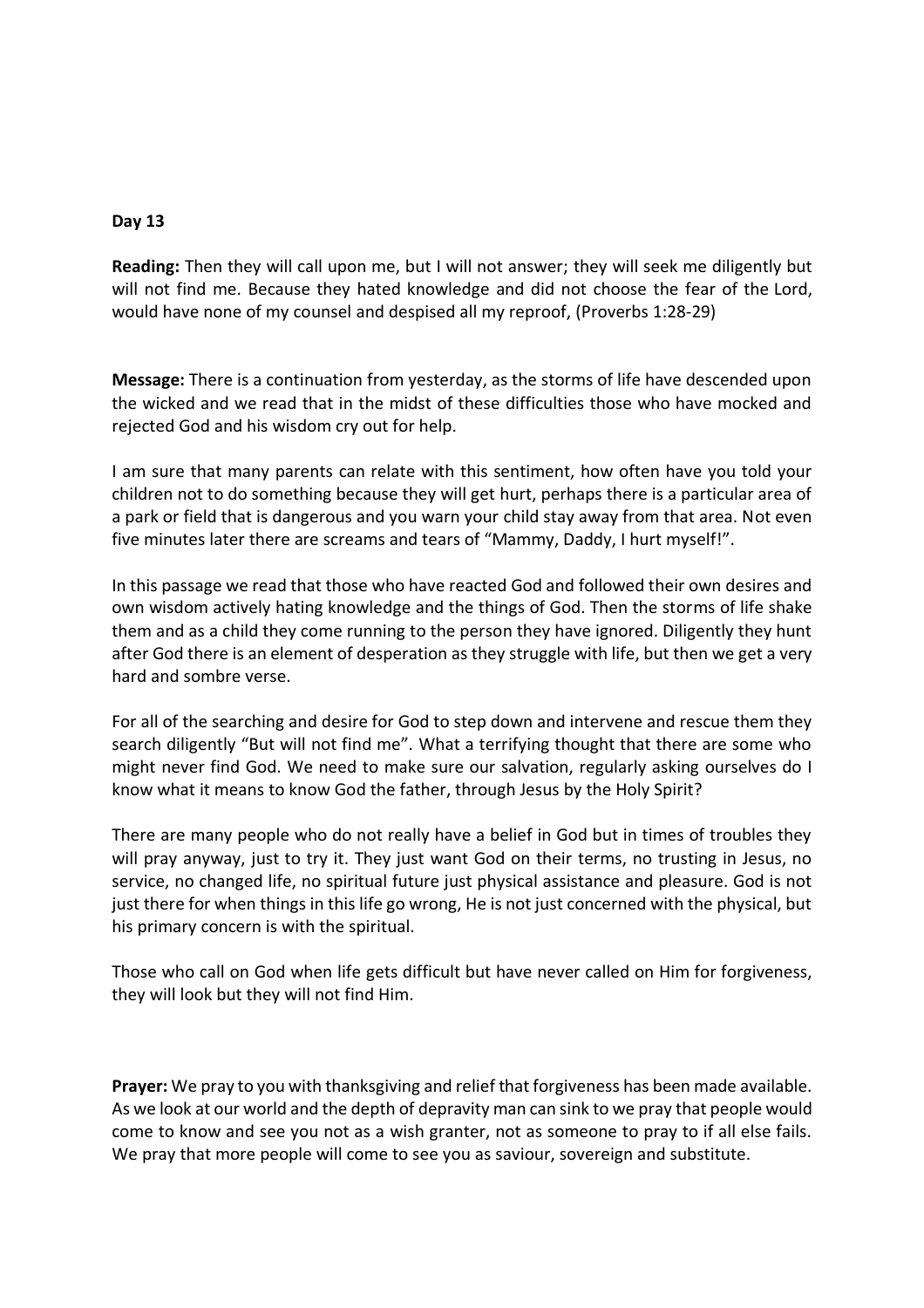**Day 13**

**Reading:** Then they will call upon me, but I will not answer; they will seek me diligently but will not find me. Because they hated knowledge and did not choose the fear of the Lord, would have none of my counsel and despised all my reproof, (Proverbs 1:28-29)

**Message:** There is a continuation from yesterday, as the storms of life have descended upon the wicked and we read that in the midst of these difficulties those who have mocked and rejected God and his wisdom cry out for help.

I am sure that many parents can relate with this sentiment, how often have you told your children not to do something because they will get hurt, perhaps there is a particular area of a park or field that is dangerous and you warn your child stay away from that area. Not even five minutes later there are screams and tears of "Mammy, Daddy, I hurt myself!".

In this passage we read that those who have reacted God and followed their own desires and own wisdom actively hating knowledge and the things of God. Then the storms of life shake them and as a child they come running to the person they have ignored. Diligently they hunt after God there is an element of desperation as they struggle with life, but then we get a very hard and sombre verse.

For all of the searching and desire for God to step down and intervene and rescue them they search diligently "But will not find me". What a terrifying thought that there are some who might never find God. We need to make sure our salvation, regularly asking ourselves do I know what it means to know God the father, through Jesus by the Holy Spirit?

There are many people who do not really have a belief in God but in times of troubles they will pray anyway, just to try it. They just want God on their terms, no trusting in Jesus, no service, no changed life, no spiritual future just physical assistance and pleasure. God is not just there for when things in this life go wrong, He is not just concerned with the physical, but his primary concern is with the spiritual.

Those who call on God when life gets difficult but have never called on Him for forgiveness, they will look but they will not find Him.

**Prayer:** We pray to you with thanksgiving and relief that forgiveness has been made available. As we look at our world and the depth of depravity man can sink to we pray that people would come to know and see you not as a wish granter, not as someone to pray to if all else fails. We pray that more people will come to see you as saviour, sovereign and substitute.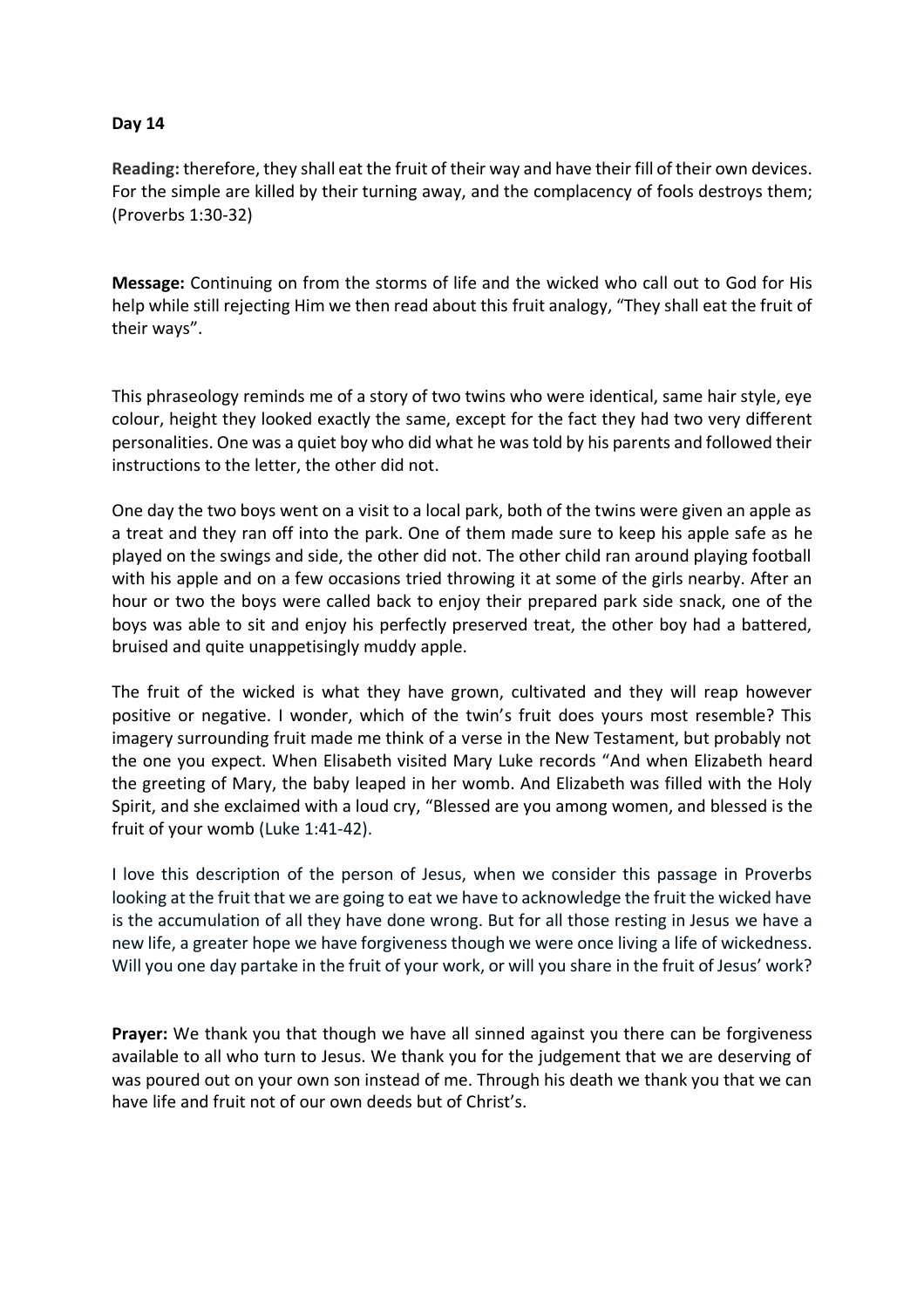**Day 14**

**Reading:** therefore, they shall eat the fruit of their way and have their fill of their own devices. For the simple are killed by their turning away, and the complacency of fools destroys them; (Proverbs 1:30-32)

**Message:** Continuing on from the storms of life and the wicked who call out to God for His help while still rejecting Him we then read about this fruit analogy, "They shall eat the fruit of their ways".

This phraseology reminds me of a story of two twins who were identical, same hair style, eye colour, height they looked exactly the same, except for the fact they had two very different personalities. One was a quiet boy who did what he was told by his parents and followed their instructions to the letter, the other did not.

One day the two boys went on a visit to a local park, both of the twins were given an apple as a treat and they ran off into the park. One of them made sure to keep his apple safe as he played on the swings and side, the other did not. The other child ran around playing football with his apple and on a few occasions tried throwing it at some of the girls nearby. After an hour or two the boys were called back to enjoy their prepared park side snack, one of the boys was able to sit and enjoy his perfectly preserved treat, the other boy had a battered, bruised and quite unappetisingly muddy apple.

The fruit of the wicked is what they have grown, cultivated and they will reap however positive or negative. I wonder, which of the twin's fruit does yours most resemble? This imagery surrounding fruit made me think of a verse in the New Testament, but probably not the one you expect. When Elisabeth visited Mary Luke records "And when Elizabeth heard the greeting of Mary, the baby leaped in her womb. And Elizabeth was filled with the Holy Spirit, and she exclaimed with a loud cry, "Blessed are you among women, and blessed is the fruit of your womb (Luke 1:41-42).

I love this description of the person of Jesus, when we consider this passage in Proverbs looking at the fruit that we are going to eat we have to acknowledge the fruit the wicked have is the accumulation of all they have done wrong. But for all those resting in Jesus we have a new life, a greater hope we have forgiveness though we were once living a life of wickedness. Will you one day partake in the fruit of your work, or will you share in the fruit of Jesus' work?

**Prayer:** We thank you that though we have all sinned against you there can be forgiveness available to all who turn to Jesus. We thank you for the judgement that we are deserving of was poured out on your own son instead of me. Through his death we thank you that we can have life and fruit not of our own deeds but of Christ's.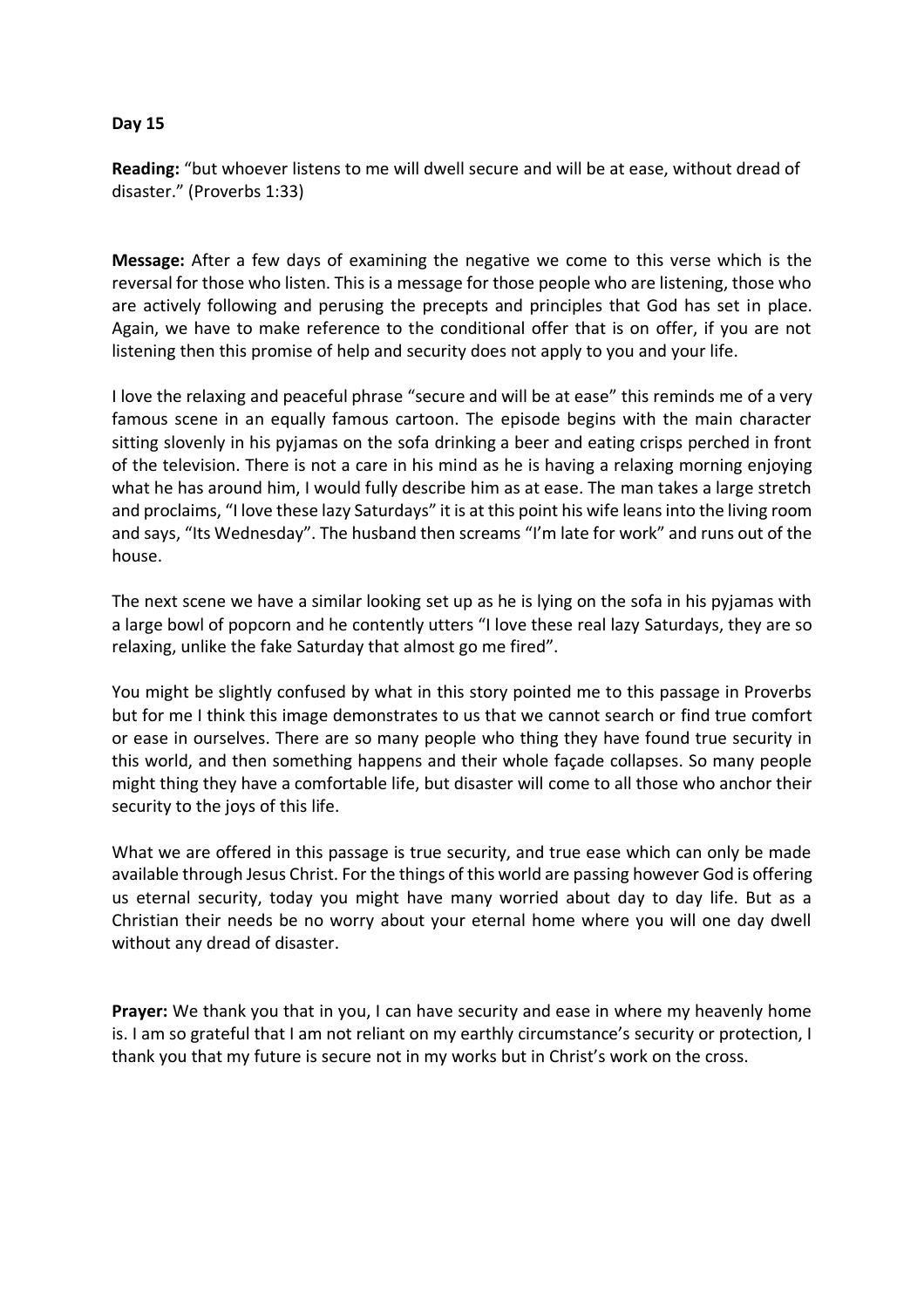**Day 15**

**Reading:** "but whoever listens to me will dwell secure and will be at ease, without dread of disaster." (Proverbs 1:33)

**Message:** After a few days of examining the negative we come to this verse which is the reversal for those who listen. This is a message for those people who are listening, those who are actively following and perusing the precepts and principles that God has set in place. Again, we have to make reference to the conditional offer that is on offer, if you are not listening then this promise of help and security does not apply to you and your life.

I love the relaxing and peaceful phrase "secure and will be at ease" this reminds me of a very famous scene in an equally famous cartoon. The episode begins with the main character sitting slovenly in his pyjamas on the sofa drinking a beer and eating crisps perched in front of the television. There is not a care in his mind as he is having a relaxing morning enjoying what he has around him, I would fully describe him as at ease. The man takes a large stretch and proclaims, "I love these lazy Saturdays" it is at this point his wife leans into the living room and says, "Its Wednesday". The husband then screams "I'm late for work" and runs out of the house.

The next scene we have a similar looking set up as he is lying on the sofa in his pyjamas with a large bowl of popcorn and he contently utters "I love these real lazy Saturdays, they are so relaxing, unlike the fake Saturday that almost go me fired".

You might be slightly confused by what in this story pointed me to this passage in Proverbs but for me I think this image demonstrates to us that we cannot search or find true comfort or ease in ourselves. There are so many people who thing they have found true security in this world, and then something happens and their whole façade collapses. So many people might thing they have a comfortable life, but disaster will come to all those who anchor their security to the joys of this life.

What we are offered in this passage is true security, and true ease which can only be made available through Jesus Christ. For the things of this world are passing however God is offering us eternal security, today you might have many worried about day to day life. But as a Christian their needs be no worry about your eternal home where you will one day dwell without any dread of disaster.

**Prayer:** We thank you that in you, I can have security and ease in where my heavenly home is. I am so grateful that I am not reliant on my earthly circumstance's security or protection, I thank you that my future is secure not in my works but in Christ's work on the cross.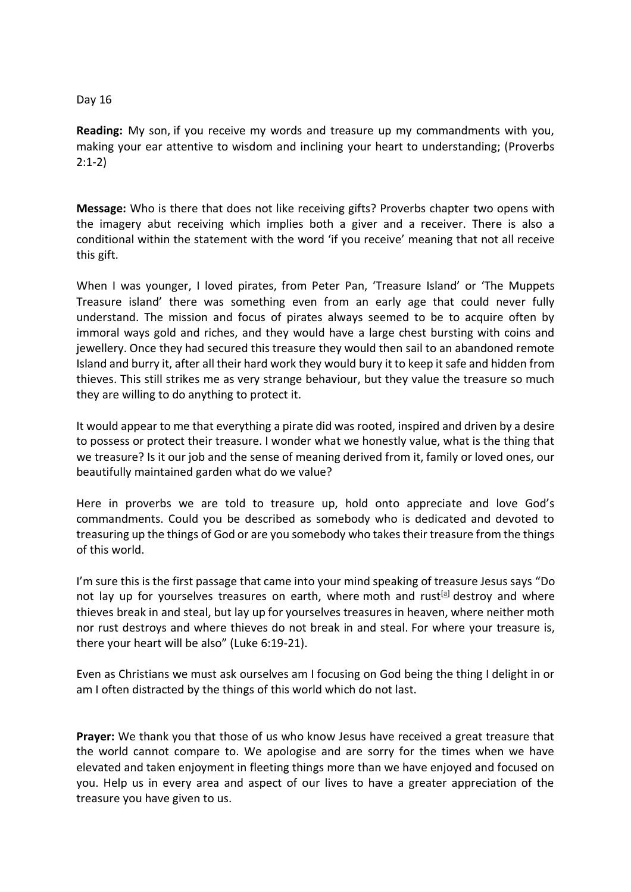Day 16

**Reading:** My son, if you receive my words and treasure up my commandments with you, making your ear attentive to wisdom and inclining your heart to understanding; (Proverbs 2:1-2)

**Message:** Who is there that does not like receiving gifts? Proverbs chapter two opens with the imagery abut receiving which implies both a giver and a receiver. There is also a conditional within the statement with the word 'if you receive' meaning that not all receive this gift.

When I was younger, I loved pirates, from Peter Pan, 'Treasure Island' or 'The Muppets Treasure island' there was something even from an early age that could never fully understand. The mission and focus of pirates always seemed to be to acquire often by immoral ways gold and riches, and they would have a large chest bursting with coins and jewellery. Once they had secured this treasure they would then sail to an abandoned remote Island and burry it, after all their hard work they would bury it to keep it safe and hidden from thieves. This still strikes me as very strange behaviour, but they value the treasure so much they are willing to do anything to protect it.

It would appear to me that everything a pirate did was rooted, inspired and driven by a desire to possess or protect their treasure. I wonder what we honestly value, what is the thing that we treasure? Is it our job and the sense of meaning derived from it, family or loved ones, our beautifully maintained garden what do we value?

Here in proverbs we are told to treasure up, hold onto appreciate and love God's commandments. Could you be described as somebody who is dedicated and devoted to treasuring up the things of God or are you somebody who takes their treasure from the things of this world.

I'm sure this is the first passage that came into your mind speaking of treasure Jesus says "Do not lay up for yourselves treasures on earth, where moth and rust[a] destroy and where thieves break in and steal, but lay up for yourselves treasures in heaven, where neither moth nor rust destroys and where thieves do not break in and steal. For where your treasure is, there your heart will be also" (Luke 6:19-21).

Even as Christians we must ask ourselves am I focusing on God being the thing I delight in or am I often distracted by the things of this world which do not last.

**Prayer:** We thank you that those of us who know Jesus have received a great treasure that the world cannot compare to. We apologise and are sorry for the times when we have elevated and taken enjoyment in fleeting things more than we have enjoyed and focused on you. Help us in every area and aspect of our lives to have a greater appreciation of the treasure you have given to us.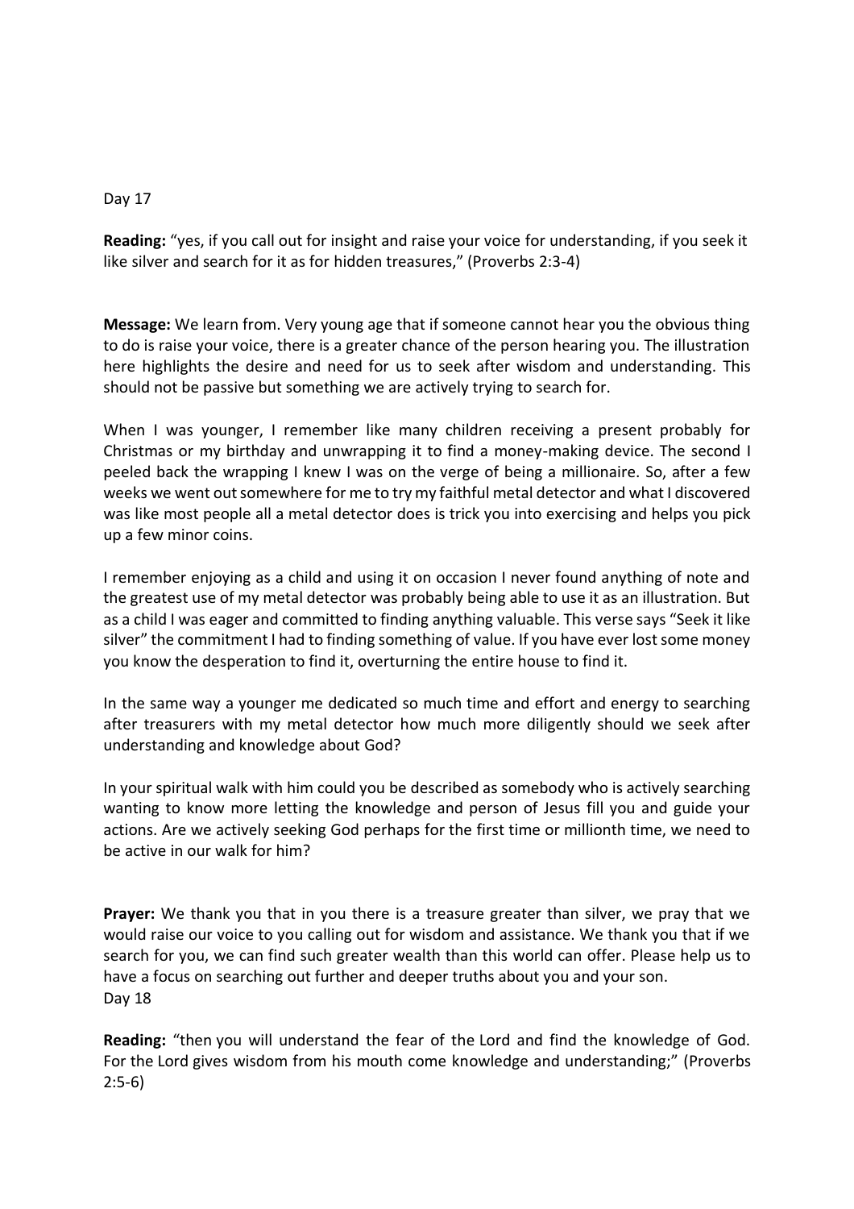Day 17

**Reading:** “yes, if you call out for insight and raise your voice for understanding, if you seek it like silver and search for it as for hidden treasures,” (Proverbs 2:3-4)

**Message:** We learn from. Very young age that if someone cannot hear you the obvious thing to do is raise your voice, there is a greater chance of the person hearing you. The illustration here highlights the desire and need for us to seek after wisdom and understanding. This should not be passive but something we are actively trying to search for.

When I was younger, I remember like many children receiving a present probably for Christmas or my birthday and unwrapping it to find a money-making device. The second I peeled back the wrapping I knew I was on the verge of being a millionaire. So, after a few weeks we went out somewhere for me to try my faithful metal detector and what I discovered was like most people all a metal detector does is trick you into exercising and helps you pick up a few minor coins.

I remember enjoying as a child and using it on occasion I never found anything of note and the greatest use of my metal detector was probably being able to use it as an illustration. But as a child I was eager and committed to finding anything valuable. This verse says “Seek it like silver” the commitment I had to finding something of value. If you have ever lost some money you know the desperation to find it, overturning the entire house to find it.

In the same way a younger me dedicated so much time and effort and energy to searching after treasurers with my metal detector how much more diligently should we seek after understanding and knowledge about God?

In your spiritual walk with him could you be described as somebody who is actively searching wanting to know more letting the knowledge and person of Jesus fill you and guide your actions. Are we actively seeking God perhaps for the first time or millionth time, we need to be active in our walk for him?

**Prayer:** We thank you that in you there is a treasure greater than silver, we pray that we would raise our voice to you calling out for wisdom and assistance. We thank you that if we search for you, we can find such greater wealth than this world can offer. Please help us to have a focus on searching out further and deeper truths about you and your son.

Day 18

**Reading:** “then you will understand the fear of the Lord and find the knowledge of God. For the Lord gives wisdom from his mouth come knowledge and understanding;” (Proverbs 2:5-6)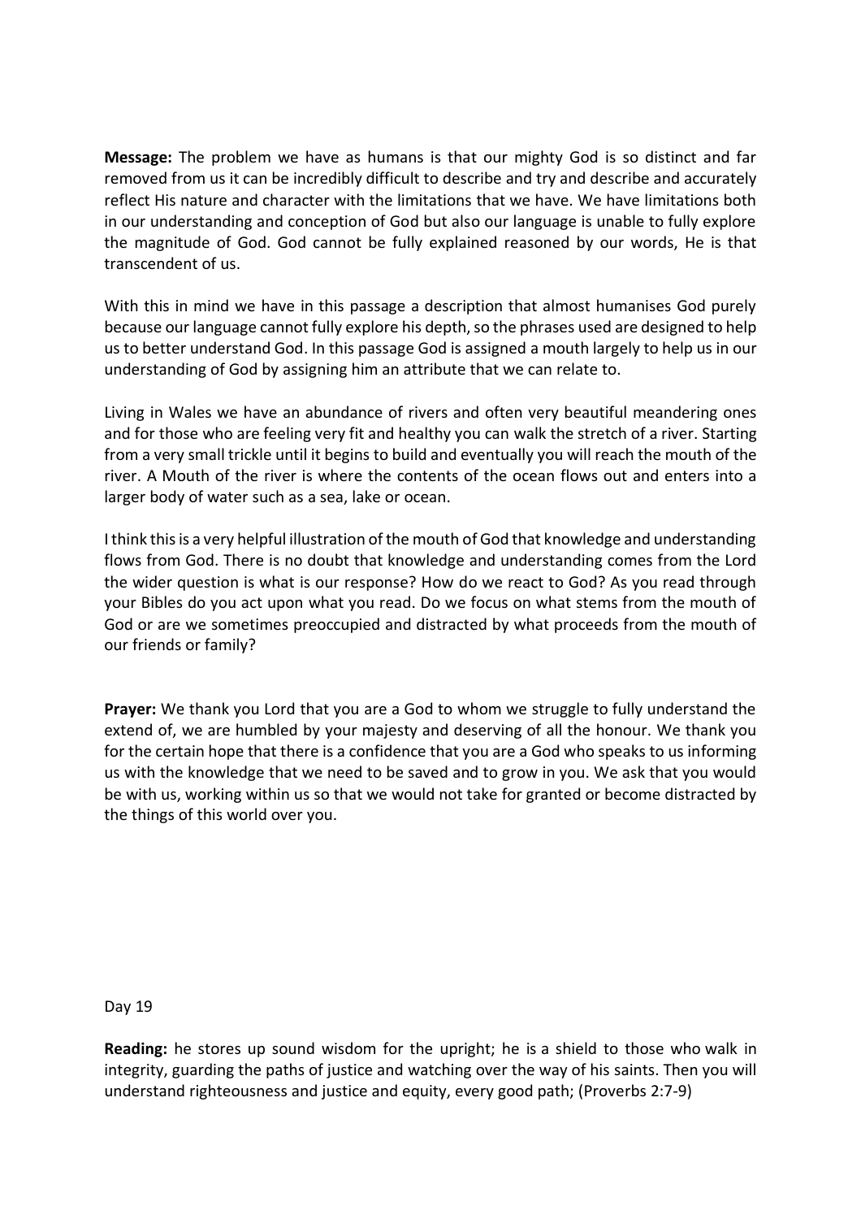**Message:** The problem we have as humans is that our mighty God is so distinct and far removed from us it can be incredibly difficult to describe and try and describe and accurately reflect His nature and character with the limitations that we have. We have limitations both in our understanding and conception of God but also our language is unable to fully explore the magnitude of God. God cannot be fully explained reasoned by our words, He is that transcendent of us.

With this in mind we have in this passage a description that almost humanises God purely because our language cannot fully explore his depth, so the phrases used are designed to help us to better understand God. In this passage God is assigned a mouth largely to help us in our understanding of God by assigning him an attribute that we can relate to.

Living in Wales we have an abundance of rivers and often very beautiful meandering ones and for those who are feeling very fit and healthy you can walk the stretch of a river. Starting from a very small trickle until it begins to build and eventually you will reach the mouth of the river. A Mouth of the river is where the contents of the ocean flows out and enters into a larger body of water such as a sea, lake or ocean.

I think this is a very helpful illustration of the mouth of God that knowledge and understanding flows from God. There is no doubt that knowledge and understanding comes from the Lord the wider question is what is our response? How do we react to God? As you read through your Bibles do you act upon what you read. Do we focus on what stems from the mouth of God or are we sometimes preoccupied and distracted by what proceeds from the mouth of our friends or family?

**Prayer:** We thank you Lord that you are a God to whom we struggle to fully understand the extend of, we are humbled by your majesty and deserving of all the honour. We thank you for the certain hope that there is a confidence that you are a God who speaks to us informing us with the knowledge that we need to be saved and to grow in you. We ask that you would be with us, working within us so that we would not take for granted or become distracted by the things of this world over you.

Day 19

**Reading:** he stores up sound wisdom for the upright; he is a shield to those who walk in integrity, guarding the paths of justice and watching over the way of his saints. Then you will understand righteousness and justice and equity, every good path; (Proverbs 2:7-9)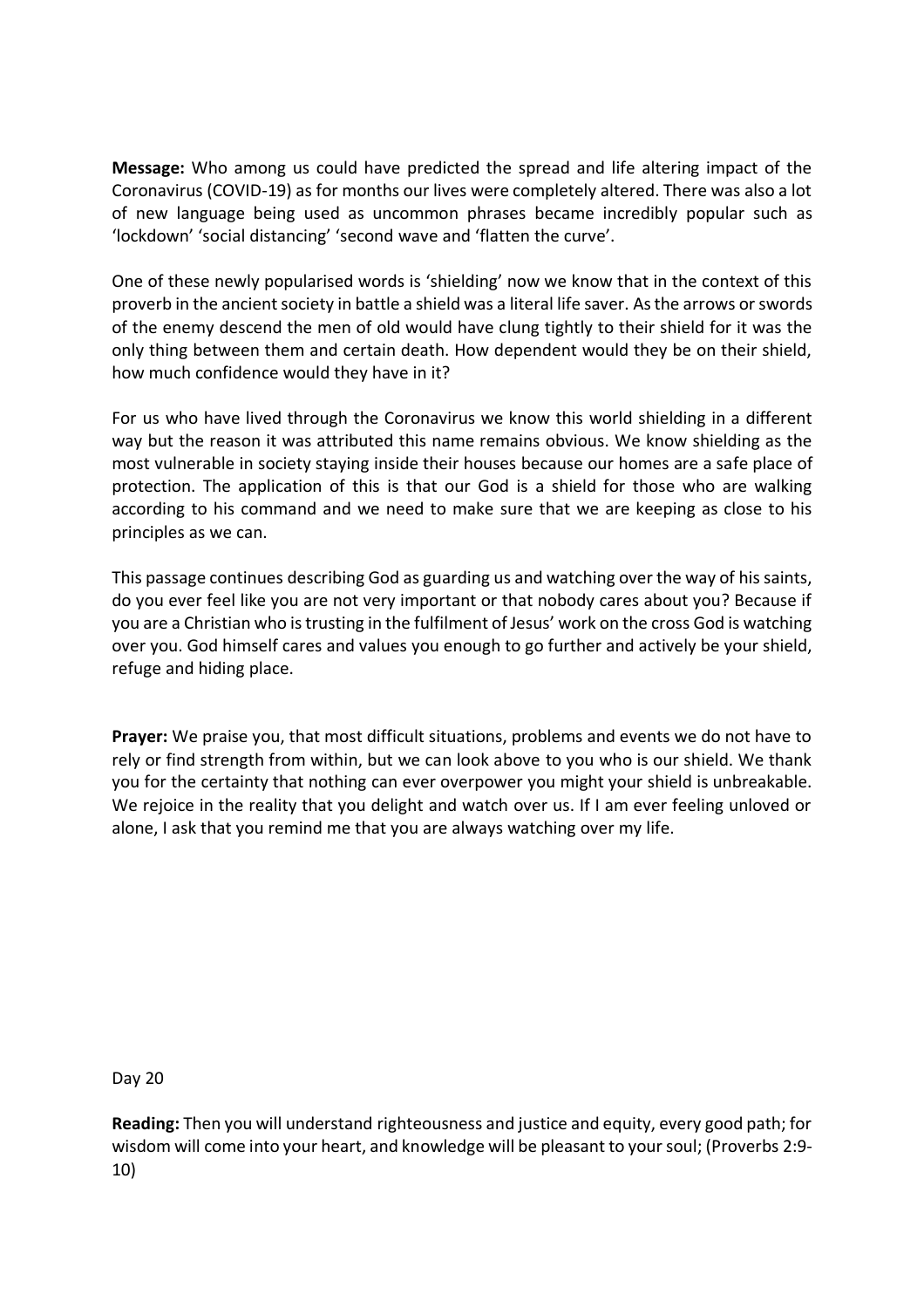**Message:** Who among us could have predicted the spread and life altering impact of the Coronavirus (COVID-19) as for months our lives were completely altered. There was also a lot of new language being used as uncommon phrases became incredibly popular such as 'lockdown' 'social distancing' 'second wave and 'flatten the curve'.

One of these newly popularised words is 'shielding' now we know that in the context of this proverb in the ancient society in battle a shield was a literal life saver. As the arrows or swords of the enemy descend the men of old would have clung tightly to their shield for it was the only thing between them and certain death. How dependent would they be on their shield, how much confidence would they have in it?

For us who have lived through the Coronavirus we know this world shielding in a different way but the reason it was attributed this name remains obvious. We know shielding as the most vulnerable in society staying inside their houses because our homes are a safe place of protection. The application of this is that our God is a shield for those who are walking according to his command and we need to make sure that we are keeping as close to his principles as we can.

This passage continues describing God as guarding us and watching over the way of his saints, do you ever feel like you are not very important or that nobody cares about you? Because if you are a Christian who is trusting in the fulfilment of Jesus' work on the cross God is watching over you. God himself cares and values you enough to go further and actively be your shield, refuge and hiding place.

**Prayer:** We praise you, that most difficult situations, problems and events we do not have to rely or find strength from within, but we can look above to you who is our shield. We thank you for the certainty that nothing can ever overpower you might your shield is unbreakable. We rejoice in the reality that you delight and watch over us. If I am ever feeling unloved or alone, I ask that you remind me that you are always watching over my life.

Day 20

**Reading:** Then you will understand righteousness and justice and equity, every good path; for wisdom will come into your heart, and knowledge will be pleasant to your soul; (Proverbs 2:9-10)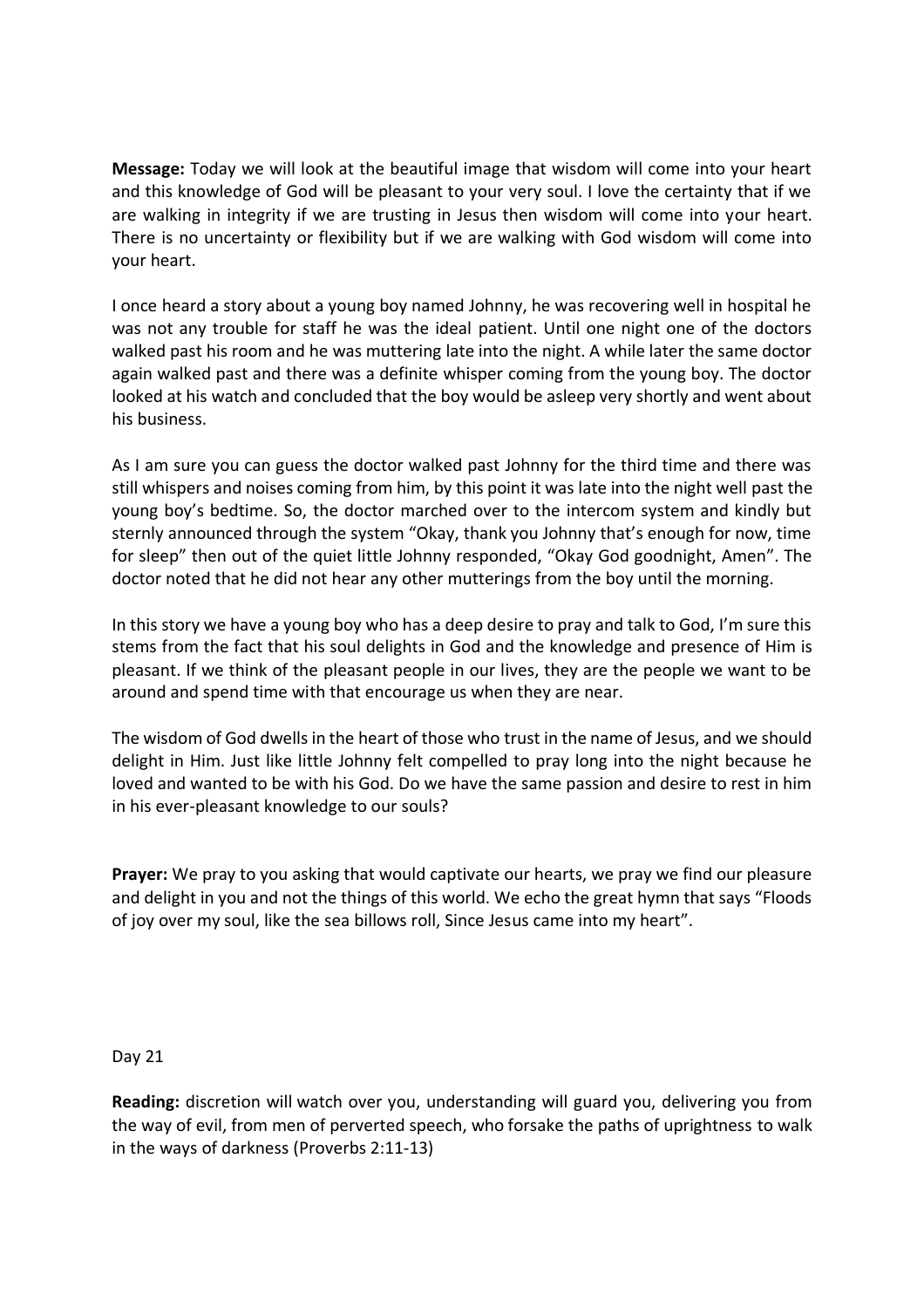**Message:** Today we will look at the beautiful image that wisdom will come into your heart and this knowledge of God will be pleasant to your very soul. I love the certainty that if we are walking in integrity if we are trusting in Jesus then wisdom will come into your heart. There is no uncertainty or flexibility but if we are walking with God wisdom will come into your heart.

I once heard a story about a young boy named Johnny, he was recovering well in hospital he was not any trouble for staff he was the ideal patient. Until one night one of the doctors walked past his room and he was muttering late into the night. A while later the same doctor again walked past and there was a definite whisper coming from the young boy. The doctor looked at his watch and concluded that the boy would be asleep very shortly and went about his business.

As I am sure you can guess the doctor walked past Johnny for the third time and there was still whispers and noises coming from him, by this point it was late into the night well past the young boy's bedtime. So, the doctor marched over to the intercom system and kindly but sternly announced through the system "Okay, thank you Johnny that's enough for now, time for sleep" then out of the quiet little Johnny responded, "Okay God goodnight, Amen". The doctor noted that he did not hear any other mutterings from the boy until the morning.

In this story we have a young boy who has a deep desire to pray and talk to God, I'm sure this stems from the fact that his soul delights in God and the knowledge and presence of Him is pleasant. If we think of the pleasant people in our lives, they are the people we want to be around and spend time with that encourage us when they are near.

The wisdom of God dwells in the heart of those who trust in the name of Jesus, and we should delight in Him. Just like little Johnny felt compelled to pray long into the night because he loved and wanted to be with his God. Do we have the same passion and desire to rest in him in his ever-pleasant knowledge to our souls?

**Prayer:** We pray to you asking that would captivate our hearts, we pray we find our pleasure and delight in you and not the things of this world. We echo the great hymn that says "Floods of joy over my soul, like the sea billows roll, Since Jesus came into my heart".

Day 21

**Reading:** discretion will watch over you, understanding will guard you, delivering you from the way of evil, from men of perverted speech, who forsake the paths of uprightness to walk in the ways of darkness (Proverbs 2:11-13)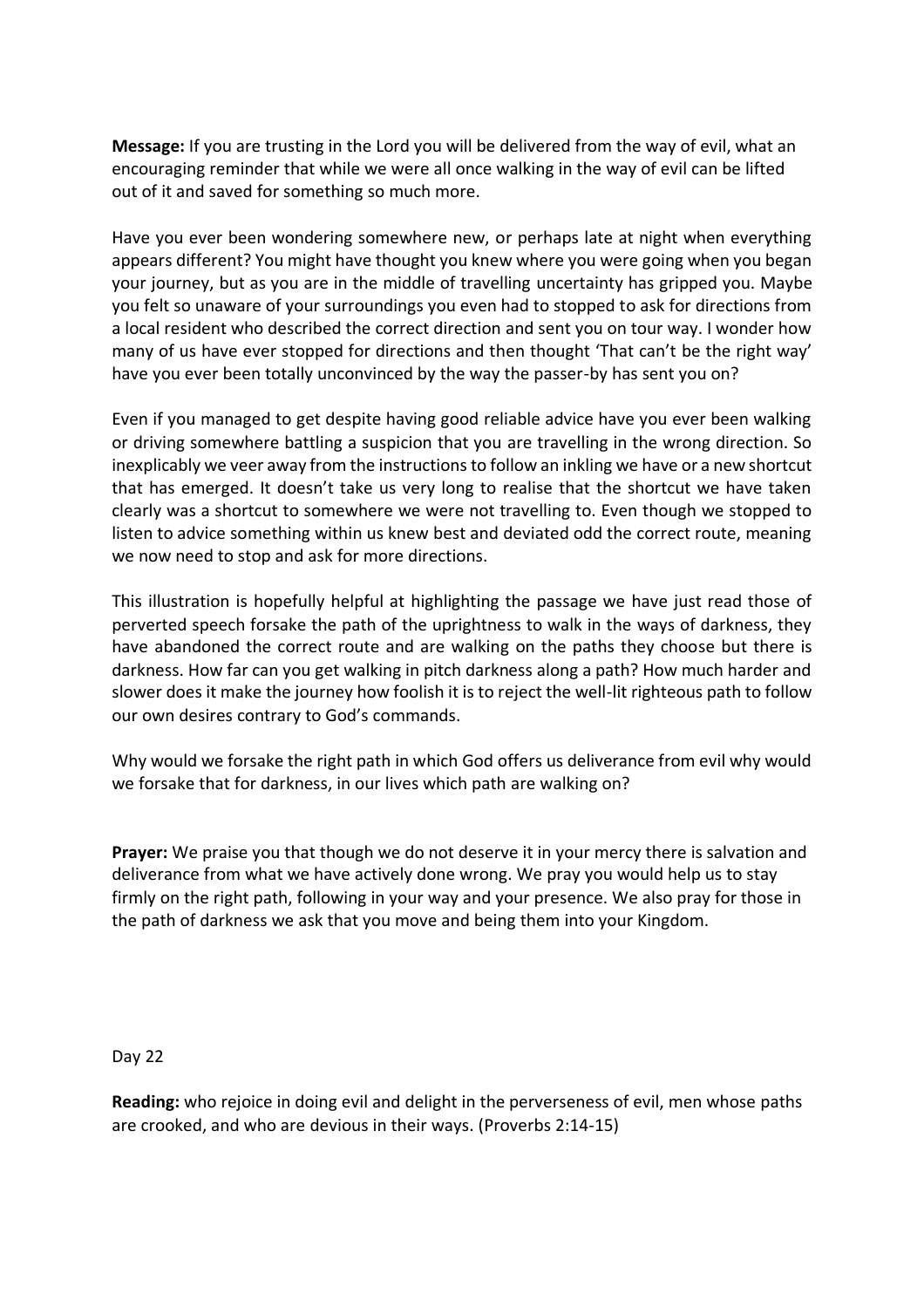**Message:** If you are trusting in the Lord you will be delivered from the way of evil, what an encouraging reminder that while we were all once walking in the way of evil can be lifted out of it and saved for something so much more.

Have you ever been wondering somewhere new, or perhaps late at night when everything appears different? You might have thought you knew where you were going when you began your journey, but as you are in the middle of travelling uncertainty has gripped you. Maybe you felt so unaware of your surroundings you even had to stopped to ask for directions from a local resident who described the correct direction and sent you on tour way. I wonder how many of us have ever stopped for directions and then thought 'That can't be the right way' have you ever been totally unconvinced by the way the passer-by has sent you on?

Even if you managed to get despite having good reliable advice have you ever been walking or driving somewhere battling a suspicion that you are travelling in the wrong direction. So inexplicably we veer away from the instructions to follow an inkling we have or a new shortcut that has emerged. It doesn't take us very long to realise that the shortcut we have taken clearly was a shortcut to somewhere we were not travelling to. Even though we stopped to listen to advice something within us knew best and deviated odd the correct route, meaning we now need to stop and ask for more directions.

This illustration is hopefully helpful at highlighting the passage we have just read those of perverted speech forsake the path of the uprightness to walk in the ways of darkness, they have abandoned the correct route and are walking on the paths they choose but there is darkness. How far can you get walking in pitch darkness along a path? How much harder and slower does it make the journey how foolish it is to reject the well-lit righteous path to follow our own desires contrary to God's commands.

Why would we forsake the right path in which God offers us deliverance from evil why would we forsake that for darkness, in our lives which path are walking on?

**Prayer:** We praise you that though we do not deserve it in your mercy there is salvation and deliverance from what we have actively done wrong. We pray you would help us to stay firmly on the right path, following in your way and your presence. We also pray for those in the path of darkness we ask that you move and being them into your Kingdom.

Day 22

**Reading:** who rejoice in doing evil and delight in the perverseness of evil, men whose paths are crooked, and who are devious in their ways. (Proverbs 2:14-15)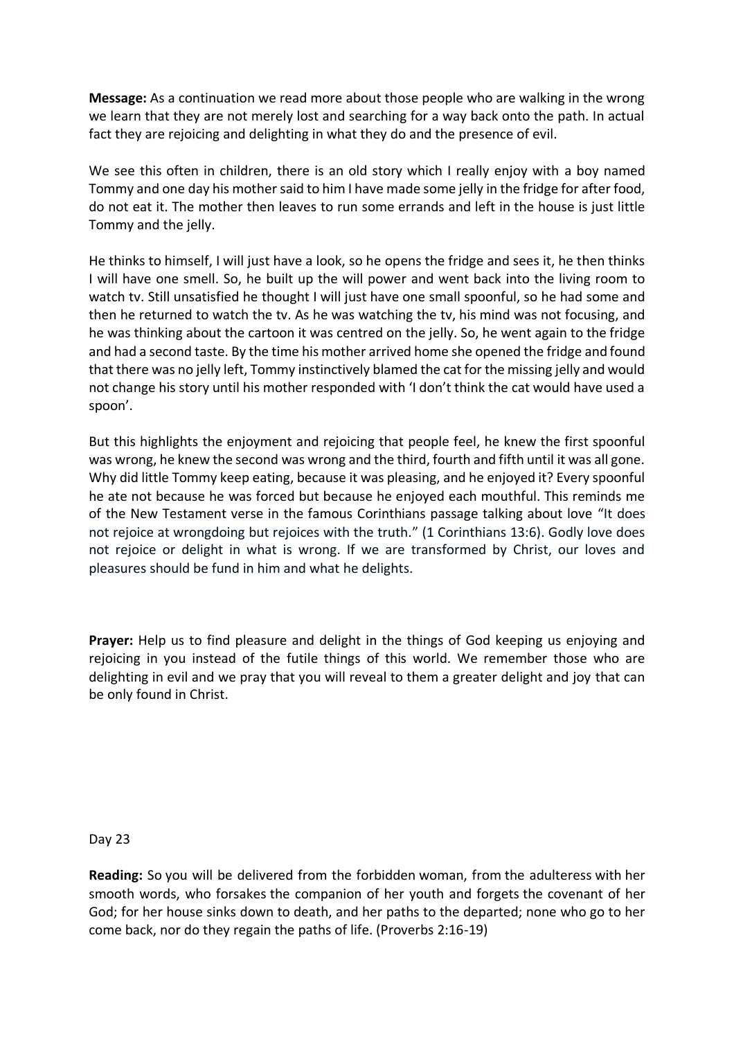**Message:** As a continuation we read more about those people who are walking in the wrong we learn that they are not merely lost and searching for a way back onto the path. In actual fact they are rejoicing and delighting in what they do and the presence of evil.

We see this often in children, there is an old story which I really enjoy with a boy named Tommy and one day his mother said to him I have made some jelly in the fridge for after food, do not eat it. The mother then leaves to run some errands and left in the house is just little Tommy and the jelly.

He thinks to himself, I will just have a look, so he opens the fridge and sees it, he then thinks I will have one smell. So, he built up the will power and went back into the living room to watch tv. Still unsatisfied he thought I will just have one small spoonful, so he had some and then he returned to watch the tv. As he was watching the tv, his mind was not focusing, and he was thinking about the cartoon it was centred on the jelly. So, he went again to the fridge and had a second taste. By the time his mother arrived home she opened the fridge and found that there was no jelly left, Tommy instinctively blamed the cat for the missing jelly and would not change his story until his mother responded with 'I don't think the cat would have used a spoon'.

But this highlights the enjoyment and rejoicing that people feel, he knew the first spoonful was wrong, he knew the second was wrong and the third, fourth and fifth until it was all gone. Why did little Tommy keep eating, because it was pleasing, and he enjoyed it? Every spoonful he ate not because he was forced but because he enjoyed each mouthful. This reminds me of the New Testament verse in the famous Corinthians passage talking about love "It does not rejoice at wrongdoing but rejoices with the truth." (1 Corinthians 13:6). Godly love does not rejoice or delight in what is wrong. If we are transformed by Christ, our loves and pleasures should be fund in him and what he delights.

**Prayer:** Help us to find pleasure and delight in the things of God keeping us enjoying and rejoicing in you instead of the futile things of this world. We remember those who are delighting in evil and we pray that you will reveal to them a greater delight and joy that can be only found in Christ.

Day 23

**Reading:** So you will be delivered from the forbidden woman, from the adulteress with her smooth words, who forsakes the companion of her youth and forgets the covenant of her God; for her house sinks down to death, and her paths to the departed; none who go to her come back, nor do they regain the paths of life. (Proverbs 2:16-19)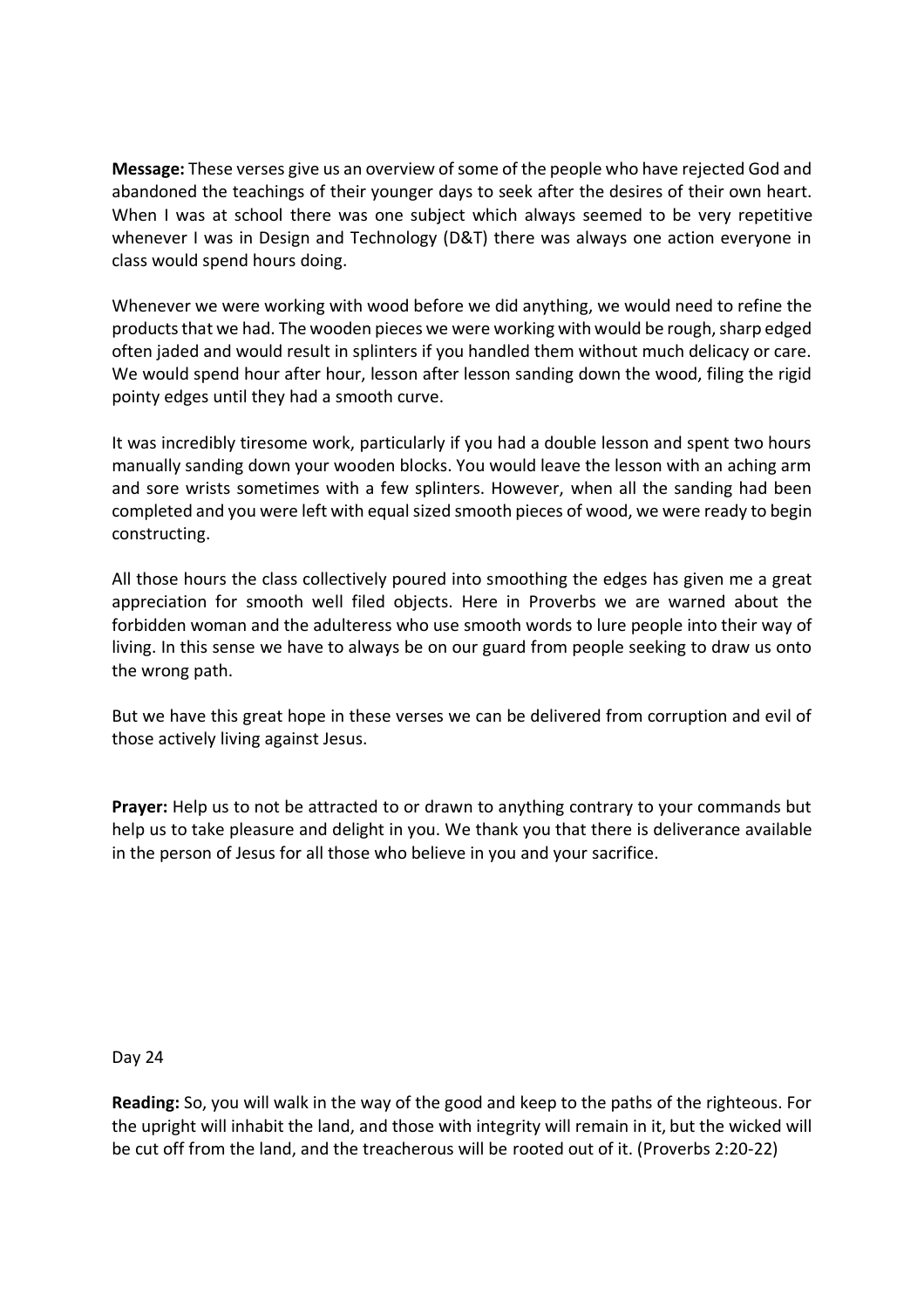**Message:** These verses give us an overview of some of the people who have rejected God and abandoned the teachings of their younger days to seek after the desires of their own heart. When I was at school there was one subject which always seemed to be very repetitive whenever I was in Design and Technology (D&T) there was always one action everyone in class would spend hours doing.

Whenever we were working with wood before we did anything, we would need to refine the products that we had. The wooden pieces we were working with would be rough, sharp edged often jaded and would result in splinters if you handled them without much delicacy or care. We would spend hour after hour, lesson after lesson sanding down the wood, filing the rigid pointy edges until they had a smooth curve.

It was incredibly tiresome work, particularly if you had a double lesson and spent two hours manually sanding down your wooden blocks. You would leave the lesson with an aching arm and sore wrists sometimes with a few splinters. However, when all the sanding had been completed and you were left with equal sized smooth pieces of wood, we were ready to begin constructing.

All those hours the class collectively poured into smoothing the edges has given me a great appreciation for smooth well filed objects. Here in Proverbs we are warned about the forbidden woman and the adulteress who use smooth words to lure people into their way of living. In this sense we have to always be on our guard from people seeking to draw us onto the wrong path.

But we have this great hope in these verses we can be delivered from corruption and evil of those actively living against Jesus.

**Prayer:** Help us to not be attracted to or drawn to anything contrary to your commands but help us to take pleasure and delight in you. We thank you that there is deliverance available in the person of Jesus for all those who believe in you and your sacrifice.

Day 24

**Reading:** So, you will walk in the way of the good and keep to the paths of the righteous. For the upright will inhabit the land, and those with integrity will remain in it, but the wicked will be cut off from the land, and the treacherous will be rooted out of it. (Proverbs 2:20-22)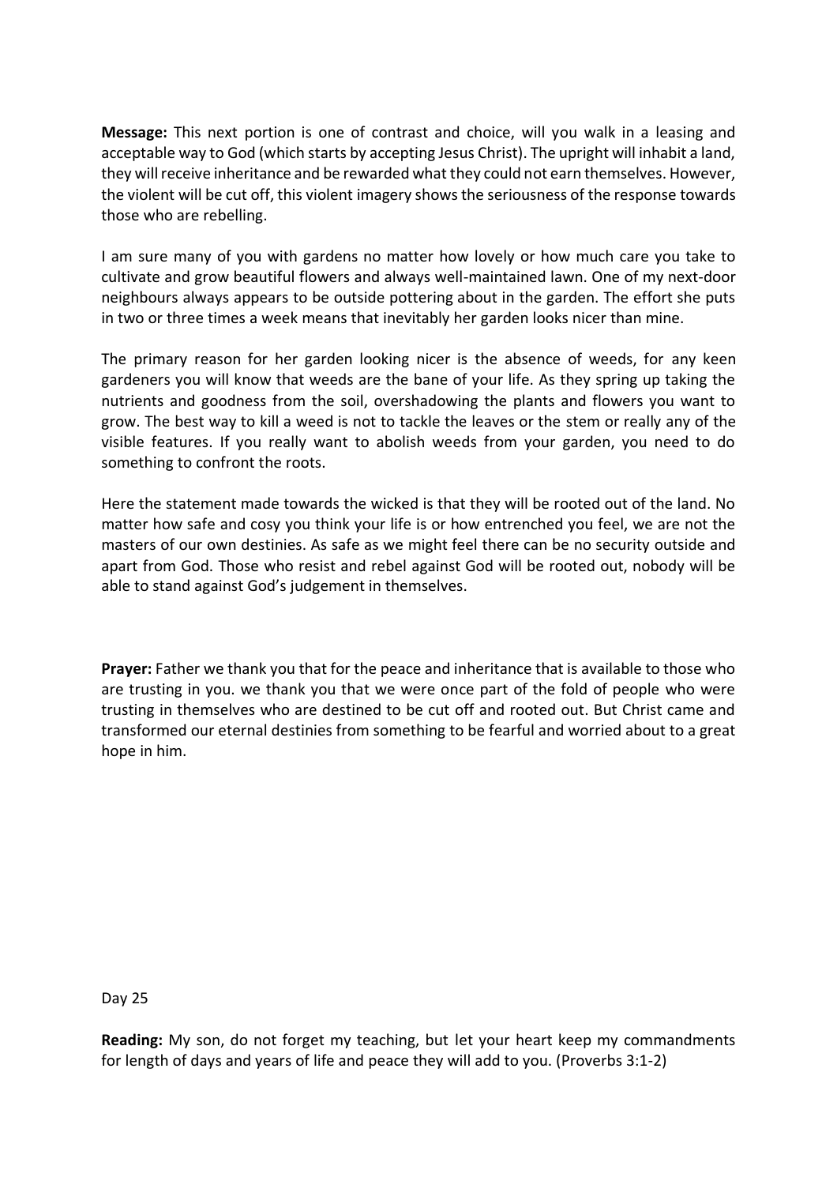**Message:** This next portion is one of contrast and choice, will you walk in a leasing and acceptable way to God (which starts by accepting Jesus Christ). The upright will inhabit a land, they will receive inheritance and be rewarded what they could not earn themselves. However, the violent will be cut off, this violent imagery shows the seriousness of the response towards those who are rebelling.

I am sure many of you with gardens no matter how lovely or how much care you take to cultivate and grow beautiful flowers and always well-maintained lawn. One of my next-door neighbours always appears to be outside pottering about in the garden. The effort she puts in two or three times a week means that inevitably her garden looks nicer than mine.

The primary reason for her garden looking nicer is the absence of weeds, for any keen gardeners you will know that weeds are the bane of your life. As they spring up taking the nutrients and goodness from the soil, overshadowing the plants and flowers you want to grow. The best way to kill a weed is not to tackle the leaves or the stem or really any of the visible features. If you really want to abolish weeds from your garden, you need to do something to confront the roots.

Here the statement made towards the wicked is that they will be rooted out of the land. No matter how safe and cosy you think your life is or how entrenched you feel, we are not the masters of our own destinies. As safe as we might feel there can be no security outside and apart from God. Those who resist and rebel against God will be rooted out, nobody will be able to stand against God's judgement in themselves.

**Prayer:** Father we thank you that for the peace and inheritance that is available to those who are trusting in you. we thank you that we were once part of the fold of people who were trusting in themselves who are destined to be cut off and rooted out. But Christ came and transformed our eternal destinies from something to be fearful and worried about to a great hope in him.

Day 25

**Reading:** My son, do not forget my teaching, but let your heart keep my commandments for length of days and years of life and peace they will add to you. (Proverbs 3:1-2)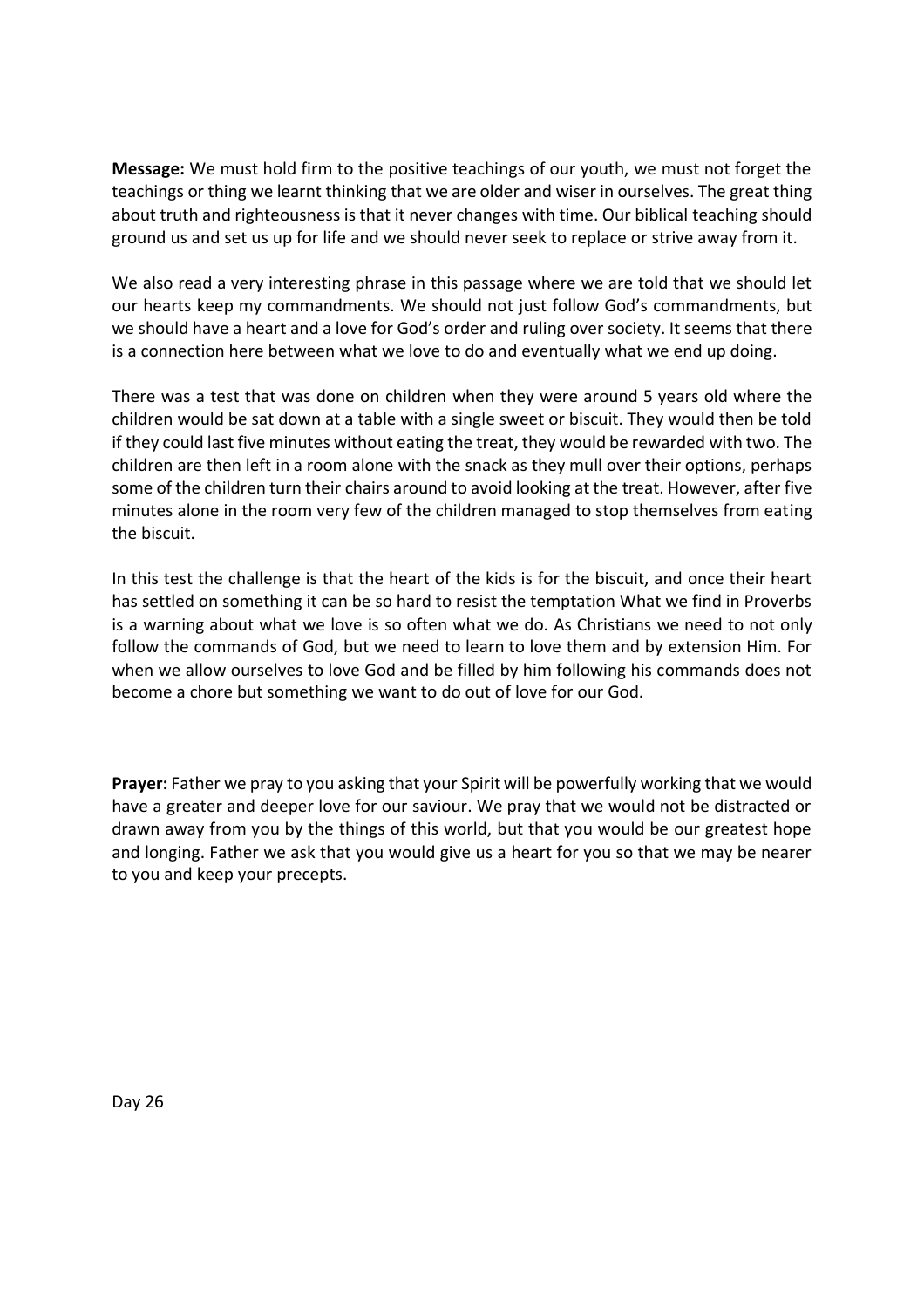**Message:** We must hold firm to the positive teachings of our youth, we must not forget the teachings or thing we learnt thinking that we are older and wiser in ourselves. The great thing about truth and righteousness is that it never changes with time. Our biblical teaching should ground us and set us up for life and we should never seek to replace or strive away from it.

We also read a very interesting phrase in this passage where we are told that we should let our hearts keep my commandments. We should not just follow God's commandments, but we should have a heart and a love for God's order and ruling over society. It seems that there is a connection here between what we love to do and eventually what we end up doing.

There was a test that was done on children when they were around 5 years old where the children would be sat down at a table with a single sweet or biscuit. They would then be told if they could last five minutes without eating the treat, they would be rewarded with two. The children are then left in a room alone with the snack as they mull over their options, perhaps some of the children turn their chairs around to avoid looking at the treat. However, after five minutes alone in the room very few of the children managed to stop themselves from eating the biscuit.

In this test the challenge is that the heart of the kids is for the biscuit, and once their heart has settled on something it can be so hard to resist the temptation What we find in Proverbs is a warning about what we love is so often what we do. As Christians we need to not only follow the commands of God, but we need to learn to love them and by extension Him. For when we allow ourselves to love God and be filled by him following his commands does not become a chore but something we want to do out of love for our God.

**Prayer:** Father we pray to you asking that your Spirit will be powerfully working that we would have a greater and deeper love for our saviour. We pray that we would not be distracted or drawn away from you by the things of this world, but that you would be our greatest hope and longing. Father we ask that you would give us a heart for you so that we may be nearer to you and keep your precepts.

Day 26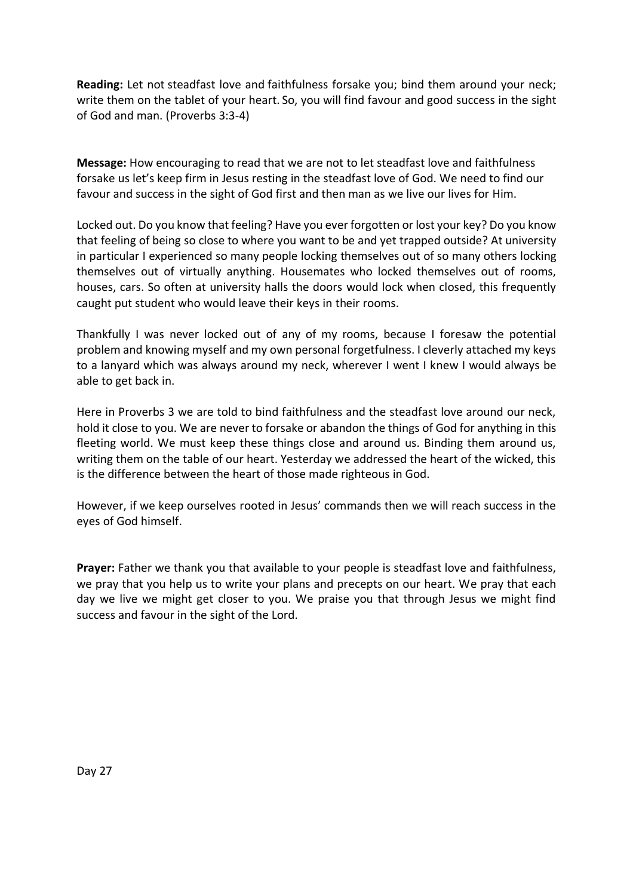**Reading:** Let not steadfast love and faithfulness forsake you; bind them around your neck; write them on the tablet of your heart. So, you will find favour and good success in the sight of God and man. (Proverbs 3:3-4)

**Message:** How encouraging to read that we are not to let steadfast love and faithfulness forsake us let's keep firm in Jesus resting in the steadfast love of God. We need to find our favour and success in the sight of God first and then man as we live our lives for Him.

Locked out. Do you know that feeling? Have you ever forgotten or lost your key? Do you know that feeling of being so close to where you want to be and yet trapped outside? At university in particular I experienced so many people locking themselves out of so many others locking themselves out of virtually anything. Housemates who locked themselves out of rooms, houses, cars. So often at university halls the doors would lock when closed, this frequently caught put student who would leave their keys in their rooms.

Thankfully I was never locked out of any of my rooms, because I foresaw the potential problem and knowing myself and my own personal forgetfulness. I cleverly attached my keys to a lanyard which was always around my neck, wherever I went I knew I would always be able to get back in.

Here in Proverbs 3 we are told to bind faithfulness and the steadfast love around our neck, hold it close to you. We are never to forsake or abandon the things of God for anything in this fleeting world. We must keep these things close and around us. Binding them around us, writing them on the table of our heart. Yesterday we addressed the heart of the wicked, this is the difference between the heart of those made righteous in God.

However, if we keep ourselves rooted in Jesus' commands then we will reach success in the eyes of God himself.

**Prayer:** Father we thank you that available to your people is steadfast love and faithfulness, we pray that you help us to write your plans and precepts on our heart. We pray that each day we live we might get closer to you. We praise you that through Jesus we might find success and favour in the sight of the Lord.

Day 27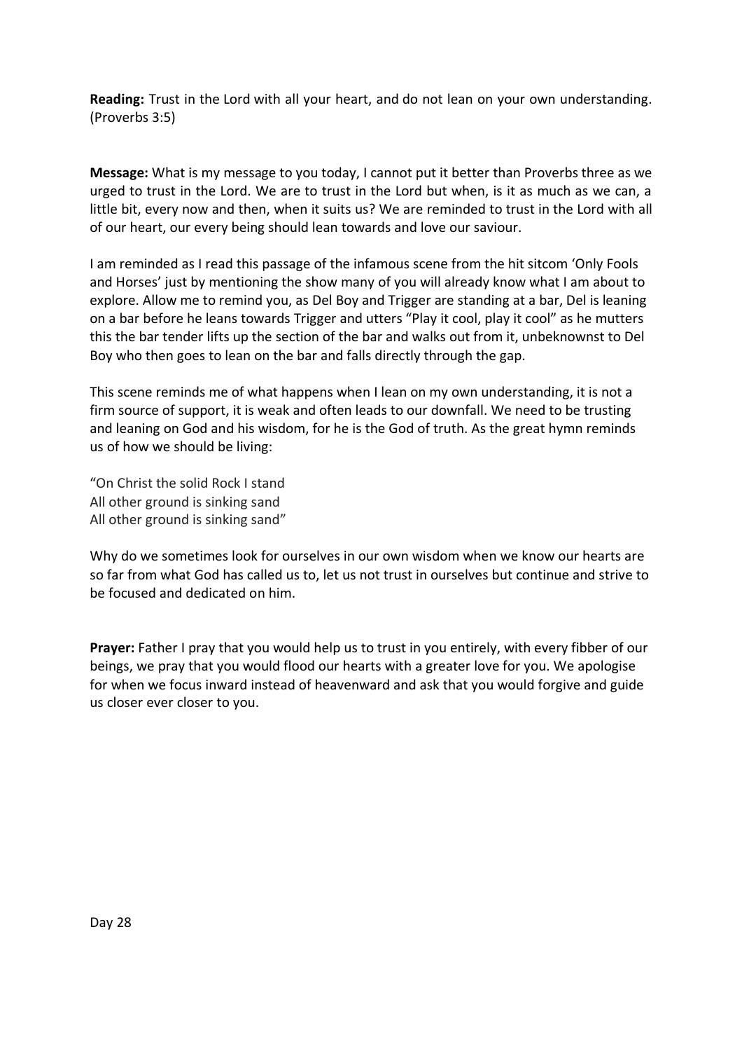**Reading:** Trust in the Lord with all your heart, and do not lean on your own understanding. (Proverbs 3:5)

**Message:** What is my message to you today, I cannot put it better than Proverbs three as we urged to trust in the Lord. We are to trust in the Lord but when, is it as much as we can, a little bit, every now and then, when it suits us? We are reminded to trust in the Lord with all of our heart, our every being should lean towards and love our saviour.

I am reminded as I read this passage of the infamous scene from the hit sitcom 'Only Fools and Horses' just by mentioning the show many of you will already know what I am about to explore. Allow me to remind you, as Del Boy and Trigger are standing at a bar, Del is leaning on a bar before he leans towards Trigger and utters "Play it cool, play it cool" as he mutters this the bar tender lifts up the section of the bar and walks out from it, unbeknownst to Del Boy who then goes to lean on the bar and falls directly through the gap.

This scene reminds me of what happens when I lean on my own understanding, it is not a firm source of support, it is weak and often leads to our downfall. We need to be trusting and leaning on God and his wisdom, for he is the God of truth. As the great hymn reminds us of how we should be living:

"On Christ the solid Rock I stand
All other ground is sinking sand
All other ground is sinking sand"

Why do we sometimes look for ourselves in our own wisdom when we know our hearts are so far from what God has called us to, let us not trust in ourselves but continue and strive to be focused and dedicated on him.

**Prayer:** Father I pray that you would help us to trust in you entirely, with every fibber of our beings, we pray that you would flood our hearts with a greater love for you. We apologise for when we focus inward instead of heavenward and ask that you would forgive and guide us closer ever closer to you.

Day 28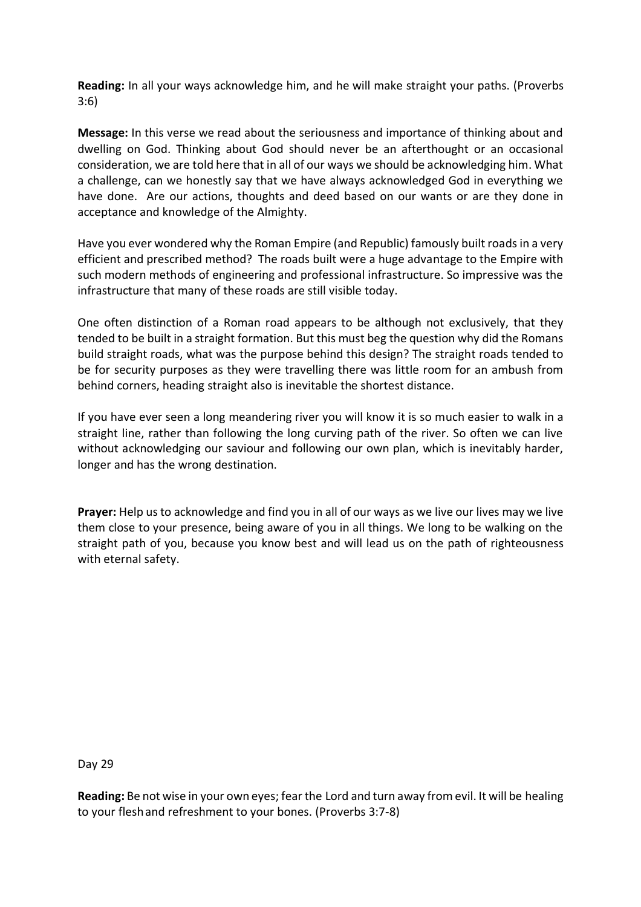**Reading:** In all your ways acknowledge him, and he will make straight your paths. (Proverbs 3:6)

**Message:** In this verse we read about the seriousness and importance of thinking about and dwelling on God. Thinking about God should never be an afterthought or an occasional consideration, we are told here that in all of our ways we should be acknowledging him. What a challenge, can we honestly say that we have always acknowledged God in everything we have done. Are our actions, thoughts and deed based on our wants or are they done in acceptance and knowledge of the Almighty.

Have you ever wondered why the Roman Empire (and Republic) famously built roads in a very efficient and prescribed method? The roads built were a huge advantage to the Empire with such modern methods of engineering and professional infrastructure. So impressive was the infrastructure that many of these roads are still visible today.

One often distinction of a Roman road appears to be although not exclusively, that they tended to be built in a straight formation. But this must beg the question why did the Romans build straight roads, what was the purpose behind this design? The straight roads tended to be for security purposes as they were travelling there was little room for an ambush from behind corners, heading straight also is inevitable the shortest distance.

If you have ever seen a long meandering river you will know it is so much easier to walk in a straight line, rather than following the long curving path of the river. So often we can live without acknowledging our saviour and following our own plan, which is inevitably harder, longer and has the wrong destination.

**Prayer:** Help us to acknowledge and find you in all of our ways as we live our lives may we live them close to your presence, being aware of you in all things. We long to be walking on the straight path of you, because you know best and will lead us on the path of righteousness with eternal safety.

Day 29

**Reading:** Be not wise in your own eyes; fear the Lord and turn away from evil. It will be healing to your flesh and refreshment to your bones. (Proverbs 3:7-8)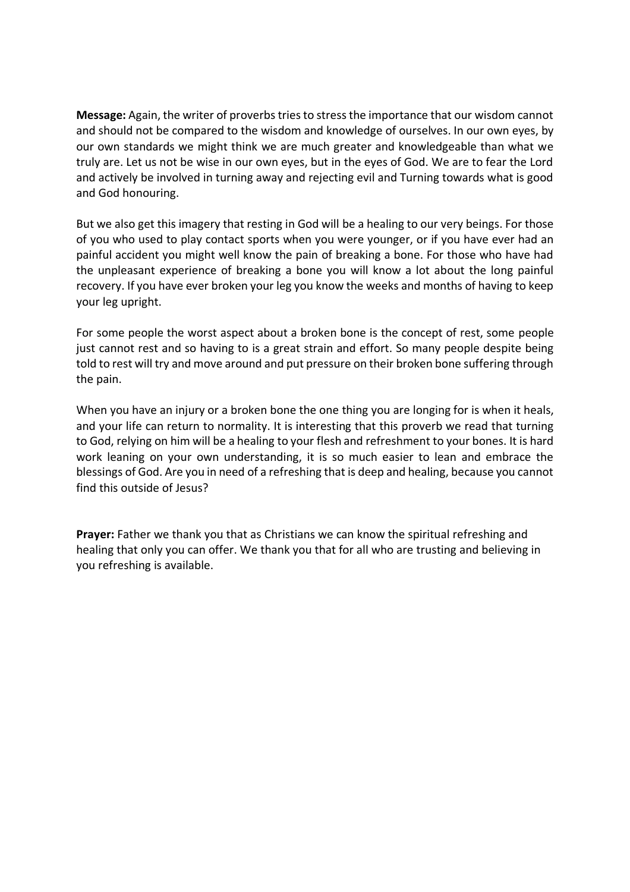**Message:** Again, the writer of proverbs tries to stress the importance that our wisdom cannot and should not be compared to the wisdom and knowledge of ourselves. In our own eyes, by our own standards we might think we are much greater and knowledgeable than what we truly are. Let us not be wise in our own eyes, but in the eyes of God. We are to fear the Lord and actively be involved in turning away and rejecting evil and Turning towards what is good and God honouring.

But we also get this imagery that resting in God will be a healing to our very beings. For those of you who used to play contact sports when you were younger, or if you have ever had an painful accident you might well know the pain of breaking a bone. For those who have had the unpleasant experience of breaking a bone you will know a lot about the long painful recovery. If you have ever broken your leg you know the weeks and months of having to keep your leg upright.

For some people the worst aspect about a broken bone is the concept of rest, some people just cannot rest and so having to is a great strain and effort. So many people despite being told to rest will try and move around and put pressure on their broken bone suffering through the pain.

When you have an injury or a broken bone the one thing you are longing for is when it heals, and your life can return to normality. It is interesting that this proverb we read that turning to God, relying on him will be a healing to your flesh and refreshment to your bones. It is hard work leaning on your own understanding, it is so much easier to lean and embrace the blessings of God. Are you in need of a refreshing that is deep and healing, because you cannot find this outside of Jesus?

**Prayer:** Father we thank you that as Christians we can know the spiritual refreshing and healing that only you can offer. We thank you that for all who are trusting and believing in you refreshing is available.